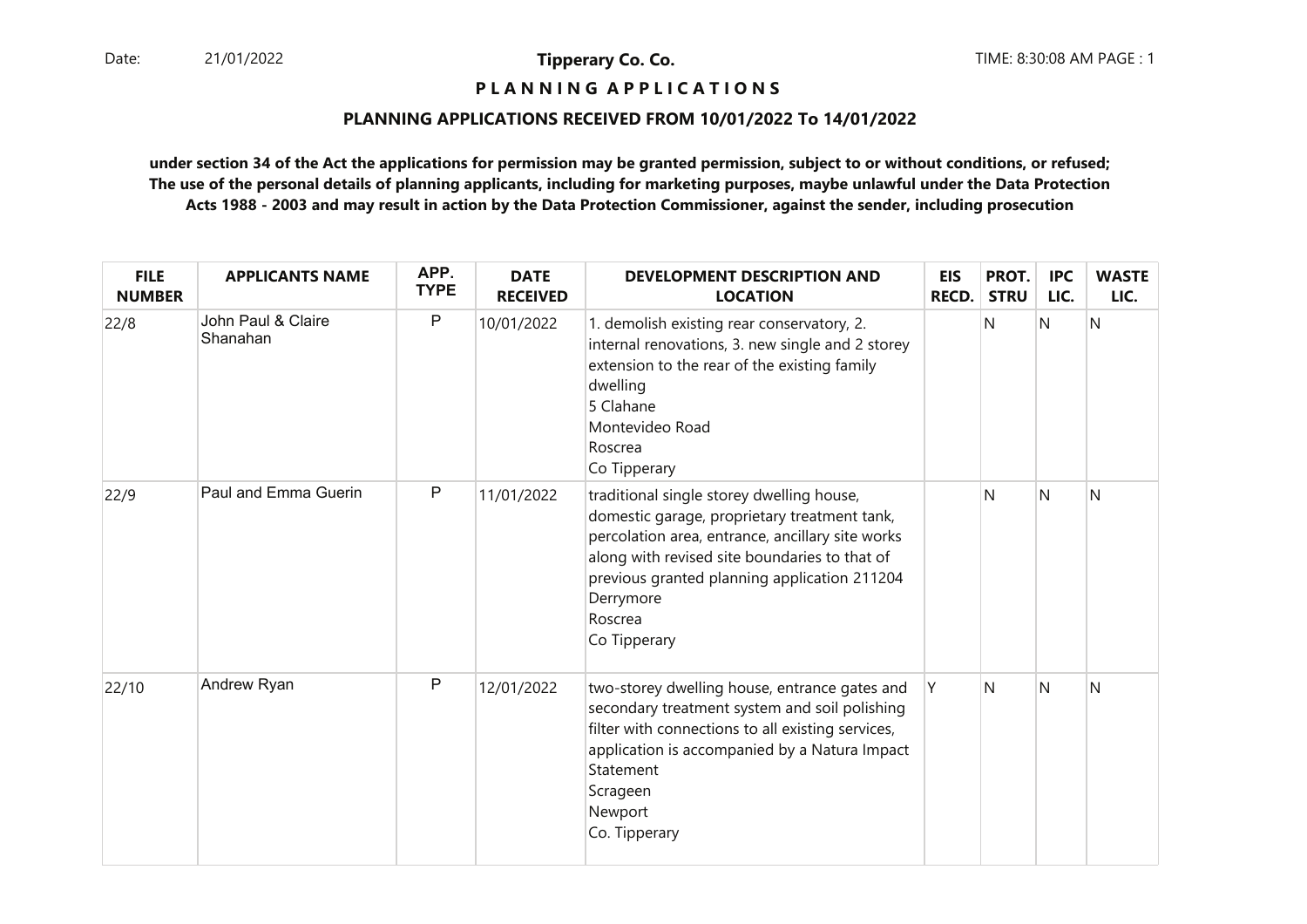Date: 21/01/2022

**Tipperary Co. Co.**

TIME: 8:30:08 AM PAGE : 1

## P L A N N I N G A P P L I C A T I O N S

### PLANNING APPLICATIONS RECEIVED FROM 10/01/2022 To 14/01/2022

**under section 34 of the Act the applications for permission may be granted permission, subject to or without conditions, or refused; The use of the personal details of planning applicants, including for marketing purposes, maybe unlawful under the Data Protection Acts 1988 - 2003 and may result in action by the Data Protection Commissioner, against the sender, including prosecution**

| FILE NUMBER | APPLICANTS NAME | APP. TYPE | DATE RECEIVED | DEVELOPMENT DESCRIPTION AND LOCATION | EIS RECD. | PROT. STRU | IPC LIC. | WASTE LIC. |
|---|---|---|---|---|---|---|---|---|
| 22/8 | John Paul & Claire Shanahan | P | 10/01/2022 | 1. demolish existing rear conservatory, 2. internal renovations, 3. new single and 2 storey extension to the rear of the existing family dwelling<br>5 Clahane<br>Montevideo Road<br>Roscrea<br>Co Tipperary | | N | N | N |
| 22/9 | Paul and Emma Guerin | P | 11/01/2022 | traditional single storey dwelling house, domestic garage, proprietary treatment tank, percolation area, entrance, ancillary site works along with revised site boundaries to that of previous granted planning application 211204<br>Derrymore<br>Roscrea<br>Co Tipperary | | N | N | N |
| 22/10 | Andrew Ryan | P | 12/01/2022 | two-storey dwelling house, entrance gates and secondary treatment system and soil polishing filter with connections to all existing services, application is accompanied by a Natura Impact Statement<br>Scrageen<br>Newport<br>Co. Tipperary | Y | N | N | N |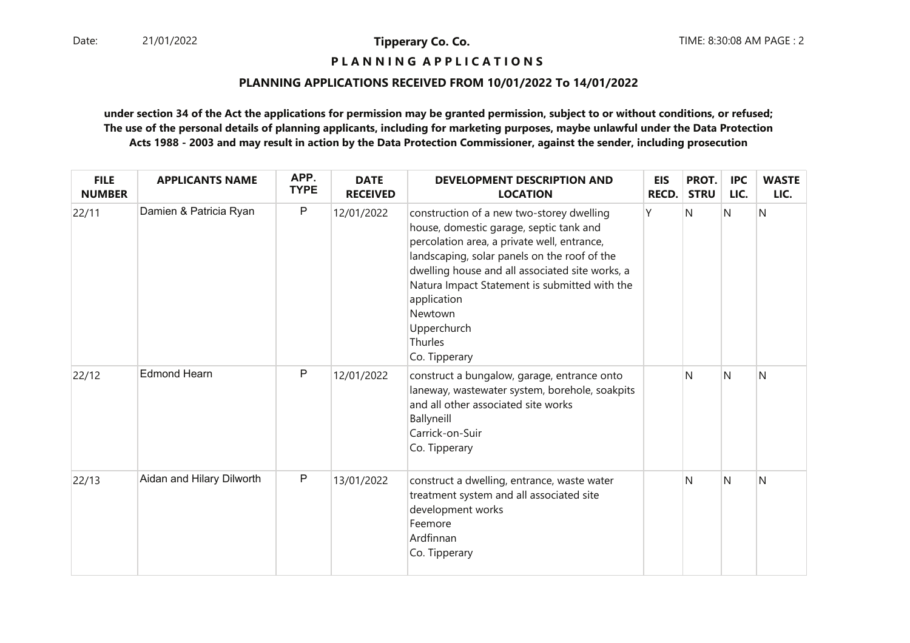**Tipperary Co. Co.**

**P L A N N I N G  A P P L I C A T I O N S**

**PLANNING APPLICATIONS RECEIVED FROM 10/01/2022 To 14/01/2022**

**under section 34 of the Act the applications for permission may be granted permission, subject to or without conditions, or refused; The use of the personal details of planning applicants, including for marketing purposes, maybe unlawful under the Data Protection Acts 1988 - 2003 and may result in action by the Data Protection Commissioner, against the sender, including prosecution**

| FILE NUMBER | APPLICANTS NAME | APP. TYPE | DATE RECEIVED | DEVELOPMENT DESCRIPTION AND LOCATION | EIS RECD. | PROT. STRU | IPC LIC. | WASTE LIC. |
|---|---|---|---|---|---|---|---|---|
| 22/11 | Damien & Patricia Ryan | P | 12/01/2022 | construction of a new two-storey dwelling house, domestic garage, septic tank and percolation area, a private well, entrance, landscaping, solar panels on the roof of the dwelling house and all associated site works, a Natura Impact Statement is submitted with the application<br>Newtown<br>Upperchurch<br>Thurles<br>Co. Tipperary | Y | N | N | N |
| 22/12 | Edmond Hearn | P | 12/01/2022 | construct a bungalow, garage, entrance onto laneway, wastewater system, borehole, soakpits and all other associated site works<br>Ballyneill<br>Carrick-on-Suir<br>Co. Tipperary | | N | N | N |
| 22/13 | Aidan and Hilary Dilworth | P | 13/01/2022 | construct a dwelling, entrance, waste water treatment system and all associated site development works<br>Feemore<br>Ardfinnan<br>Co. Tipperary | | N | N | N |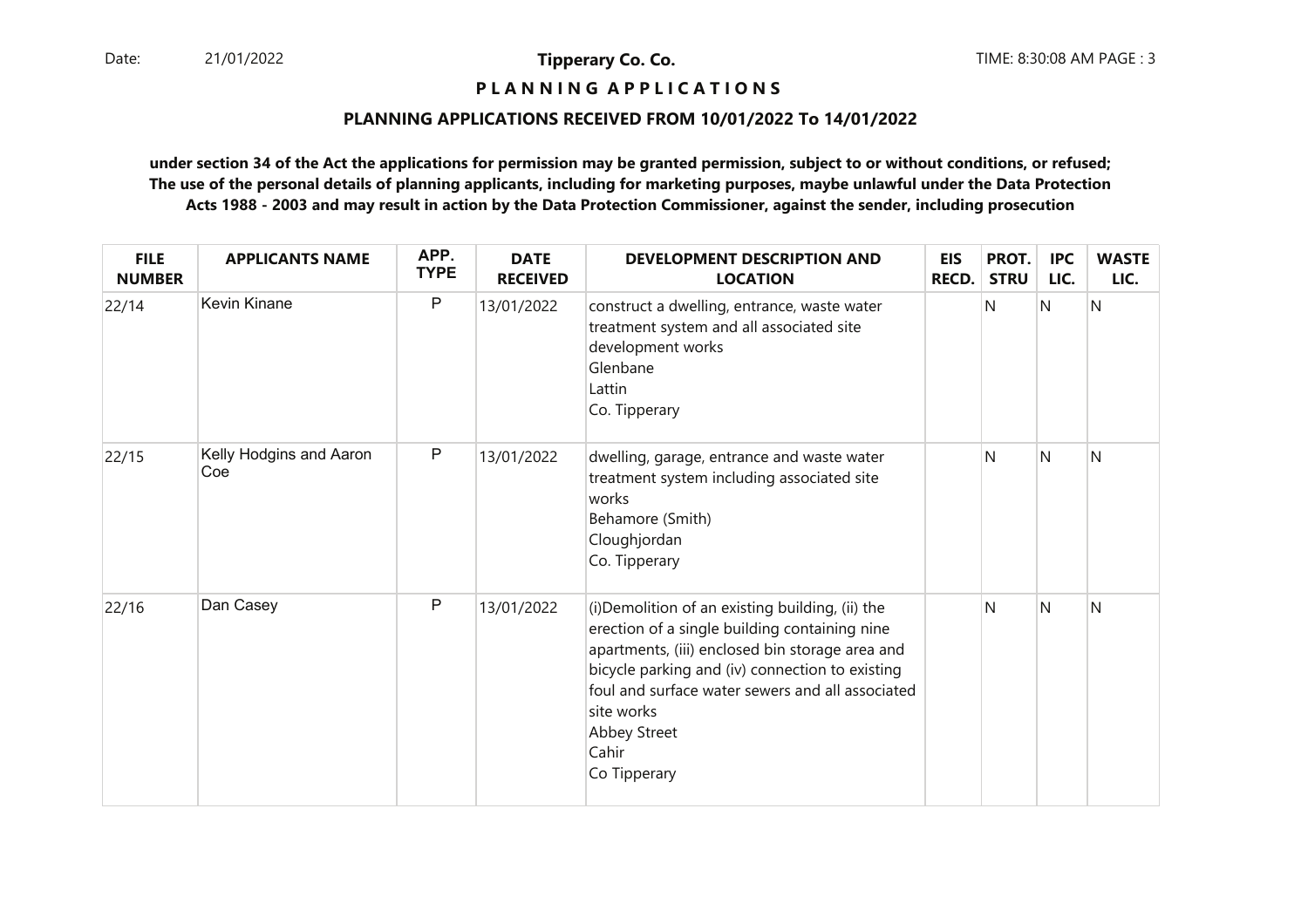**Tipperary Co. Co.**

**P L A N N I N G   A P P L I C A T I O N S**

**PLANNING APPLICATIONS RECEIVED FROM 10/01/2022 To 14/01/2022**

**under section 34 of the Act the applications for permission may be granted permission, subject to or without conditions, or refused; The use of the personal details of planning applicants, including for marketing purposes, maybe unlawful under the Data Protection Acts 1988 - 2003 and may result in action by the Data Protection Commissioner, against the sender, including prosecution**

| FILE NUMBER | APPLICANTS NAME | APP. TYPE | DATE RECEIVED | DEVELOPMENT DESCRIPTION AND LOCATION | EIS RECD. | PROT. STRU | IPC LIC. | WASTE LIC. |
|---|---|---|---|---|---|---|---|---|
| 22/14 | Kevin Kinane | P | 13/01/2022 | construct a dwelling, entrance, waste water treatment system and all associated site development works<br>Glenbane<br>Lattin<br>Co. Tipperary | | N | N | N |
| 22/15 | Kelly Hodgins and Aaron Coe | P | 13/01/2022 | dwelling, garage, entrance and waste water treatment system including associated site works<br>Behamore (Smith)<br>Cloughjordan<br>Co. Tipperary | | N | N | N |
| 22/16 | Dan Casey | P | 13/01/2022 | (i)Demolition of an existing building, (ii) the erection of a single building containing nine apartments, (iii) enclosed bin storage area and bicycle parking and (iv) connection to existing foul and surface water sewers and all associated site works<br>Abbey Street<br>Cahir<br>Co Tipperary | | N | N | N |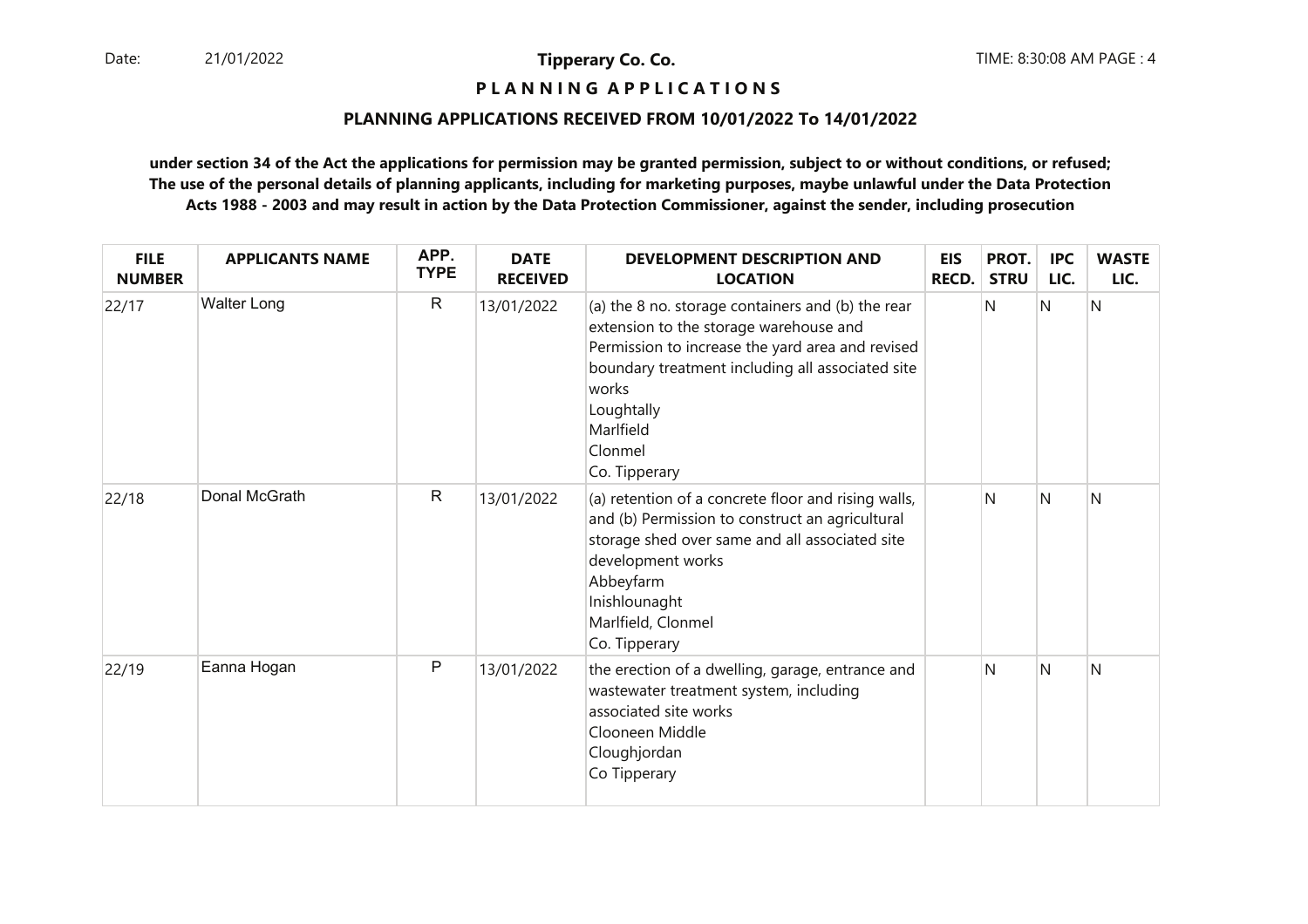**Tipperary Co. Co.**

**P L A N N I N G   A P P L I C A T I O N S**

**PLANNING APPLICATIONS RECEIVED FROM 10/01/2022 To 14/01/2022**

**under section 34 of the Act the applications for permission may be granted permission, subject to or without conditions, or refused; The use of the personal details of planning applicants, including for marketing purposes, maybe unlawful under the Data Protection Acts 1988 - 2003 and may result in action by the Data Protection Commissioner, against the sender, including prosecution**

| FILE NUMBER | APPLICANTS NAME | APP. TYPE | DATE RECEIVED | DEVELOPMENT DESCRIPTION AND LOCATION | EIS RECD. | PROT. STRU | IPC LIC. | WASTE LIC. |
|---|---|---|---|---|---|---|---|---|
| 22/17 | Walter Long | R | 13/01/2022 | (a) the 8 no. storage containers and (b) the rear extension to the storage warehouse and Permission to increase the yard area and revised boundary treatment including all associated site works<br>Loughtally<br>Marlfield<br>Clonmel<br>Co. Tipperary | | N | N | N |
| 22/18 | Donal McGrath | R | 13/01/2022 | (a) retention of a concrete floor and rising walls, and (b) Permission to construct an agricultural storage shed over same and all associated site development works<br>Abbeyfarm<br>Inishlounaght<br>Marlfield, Clonmel<br>Co. Tipperary | | N | N | N |
| 22/19 | Eanna Hogan | P | 13/01/2022 | the erection of a dwelling, garage, entrance and wastewater treatment system, including associated site works<br>Clooneen Middle<br>Cloughjordan<br>Co Tipperary | | N | N | N |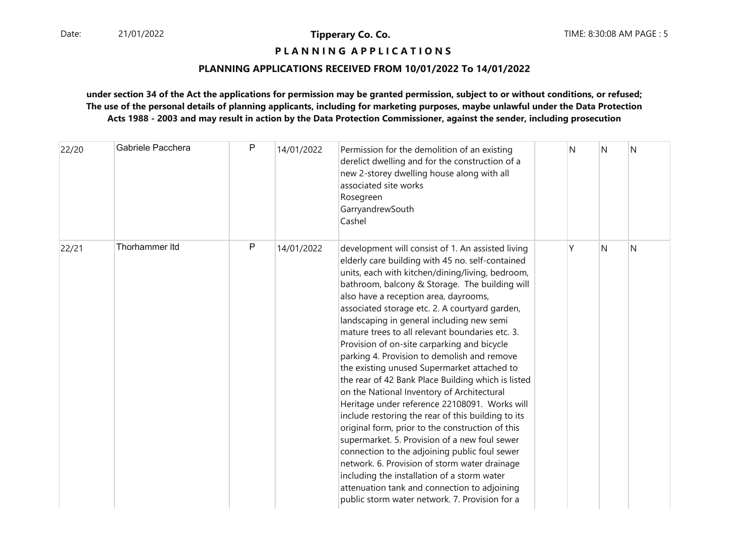**Tipperary Co. Co.**

**P L A N N I N G A P P L I C A T I O N S**

**PLANNING APPLICATIONS RECEIVED FROM 10/01/2022 To 14/01/2022**

**under section 34 of the Act the applications for permission may be granted permission, subject to or without conditions, or refused; The use of the personal details of planning applicants, including for marketing purposes, maybe unlawful under the Data Protection Acts 1988 - 2003 and may result in action by the Data Protection Commissioner, against the sender, including prosecution**

| | | | | | | | | |
|---|---|---|---|---|---|---|---|---|
| 22/20 | Gabriele Pacchera | P | 14/01/2022 | Permission for the demolition of an existing derelict dwelling and for the construction of a new 2-storey dwelling house along with all associated site works<br>Rosegreen<br>GarryandrewSouth<br>Cashel | | N | N | N |
| 22/21 | Thorhammer ltd | P | 14/01/2022 | development will consist of 1. An assisted living elderly care building with 45 no. self-contained units, each with kitchen/dining/living, bedroom, bathroom, balcony & Storage. The building will also have a reception area, dayrooms, associated storage etc. 2. A courtyard garden, landscaping in general including new semi mature trees to all relevant boundaries etc. 3. Provision of on-site carparking and bicycle parking 4. Provision to demolish and remove the existing unused Supermarket attached to the rear of 42 Bank Place Building which is listed on the National Inventory of Architectural Heritage under reference 22108091. Works will include restoring the rear of this building to its original form, prior to the construction of this supermarket. 5. Provision of a new foul sewer connection to the adjoining public foul sewer network. 6. Provision of storm water drainage including the installation of a storm water attenuation tank and connection to adjoining public storm water network. 7. Provision for a | | Y | N | N |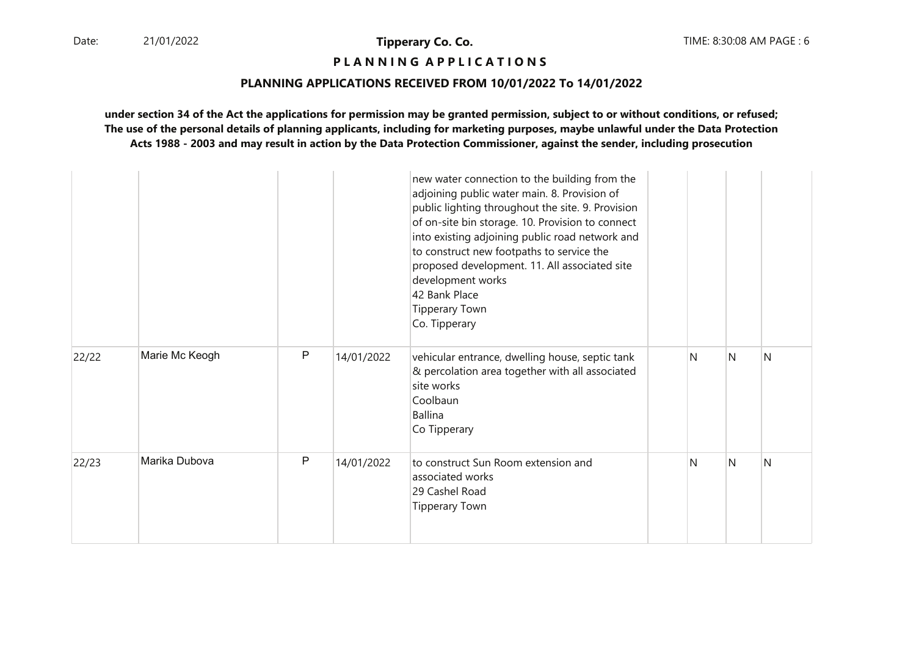**Tipperary Co. Co.**

**P L A N N I N G   A P P L I C A T I O N S**

**PLANNING APPLICATIONS RECEIVED FROM 10/01/2022 To 14/01/2022**

**under section 34 of the Act the applications for permission may be granted permission, subject to or without conditions, or refused; The use of the personal details of planning applicants, including for marketing purposes, maybe unlawful under the Data Protection Acts 1988 - 2003 and may result in action by the Data Protection Commissioner, against the sender, including prosecution**

| | | | | | | | | |
|---|---|---|---|---|---|---|---|---|
| | | | | new water connection to the building from the adjoining public water main. 8. Provision of public lighting throughout the site. 9. Provision of on-site bin storage. 10. Provision to connect into existing adjoining public road network and to construct new footpaths to service the proposed development. 11. All associated site development works<br>42 Bank Place<br>Tipperary Town<br>Co. Tipperary | | | | |
| 22/22 | Marie Mc Keogh | P | 14/01/2022 | vehicular entrance, dwelling house, septic tank & percolation area together with all associated site works<br>Coolbaun<br>Ballina<br>Co Tipperary | | N | N | N |
| 22/23 | Marika Dubova | P | 14/01/2022 | to construct Sun Room extension and associated works<br>29 Cashel Road<br>Tipperary Town | | N | N | N |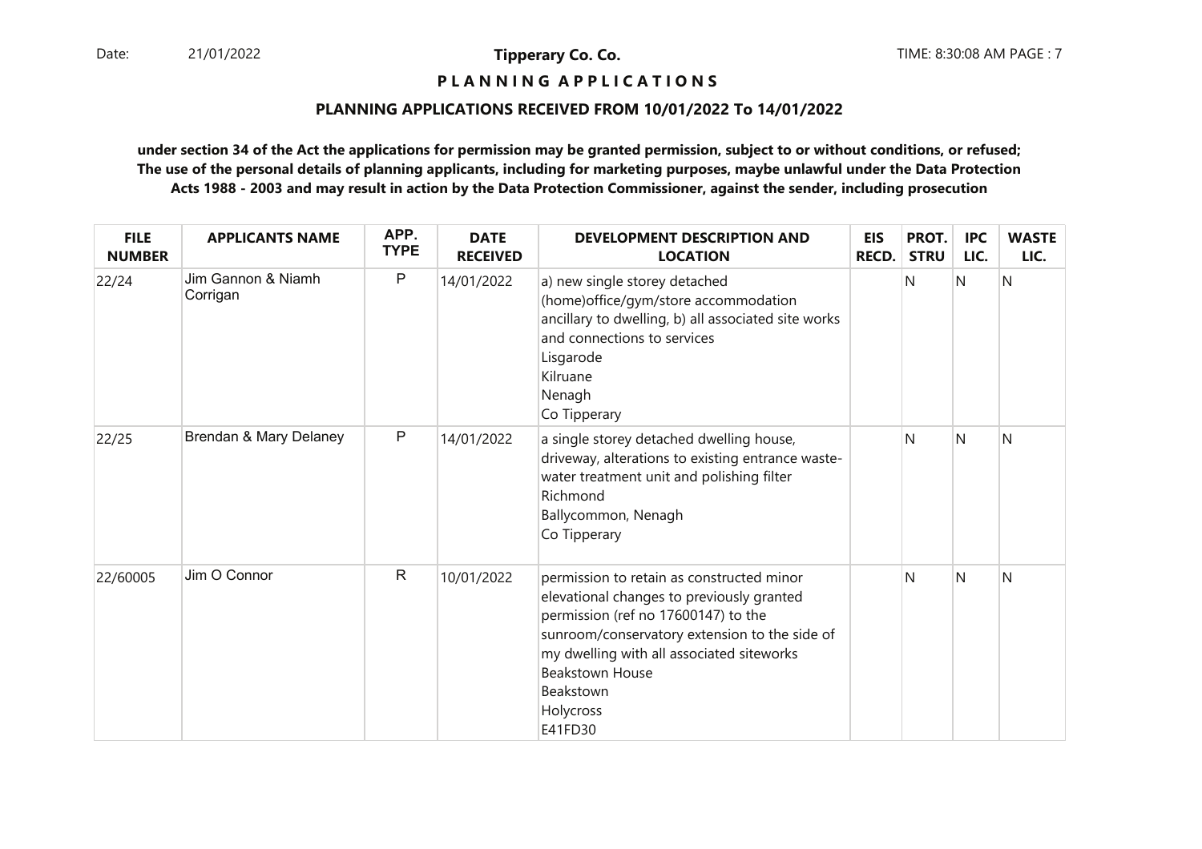# Tipperary Co. Co.

## P L A N N I N G   A P P L I C A T I O N S

### PLANNING APPLICATIONS RECEIVED FROM 10/01/2022 To 14/01/2022

**under section 34 of the Act the applications for permission may be granted permission, subject to or without conditions, or refused; The use of the personal details of planning applicants, including for marketing purposes, maybe unlawful under the Data Protection Acts 1988 - 2003 and may result in action by the Data Protection Commissioner, against the sender, including prosecution**

| FILE NUMBER | APPLICANTS NAME | APP. TYPE | DATE RECEIVED | DEVELOPMENT DESCRIPTION AND LOCATION | EIS RECD. | PROT. STRU | IPC LIC. | WASTE LIC. |
|---|---|---|---|---|---|---|---|---|
| 22/24 | Jim Gannon & Niamh Corrigan | P | 14/01/2022 | a) new single storey detached (home)office/gym/store accommodation ancillary to dwelling, b) all associated site works and connections to services<br>Lisgarode<br>Kilruane<br>Nenagh<br>Co Tipperary | | N | N | N |
| 22/25 | Brendan & Mary Delaney | P | 14/01/2022 | a single storey detached dwelling house, driveway, alterations to existing entrance waste-water treatment unit and polishing filter<br>Richmond<br>Ballycommon, Nenagh<br>Co Tipperary | | N | N | N |
| 22/60005 | Jim O Connor | R | 10/01/2022 | permission to retain as constructed minor elevational changes to previously granted permission (ref no 17600147) to the sunroom/conservatory extension to the side of my dwelling with all associated siteworks<br>Beakstown House<br>Beakstown<br>Holycross<br>E41FD30 | | N | N | N |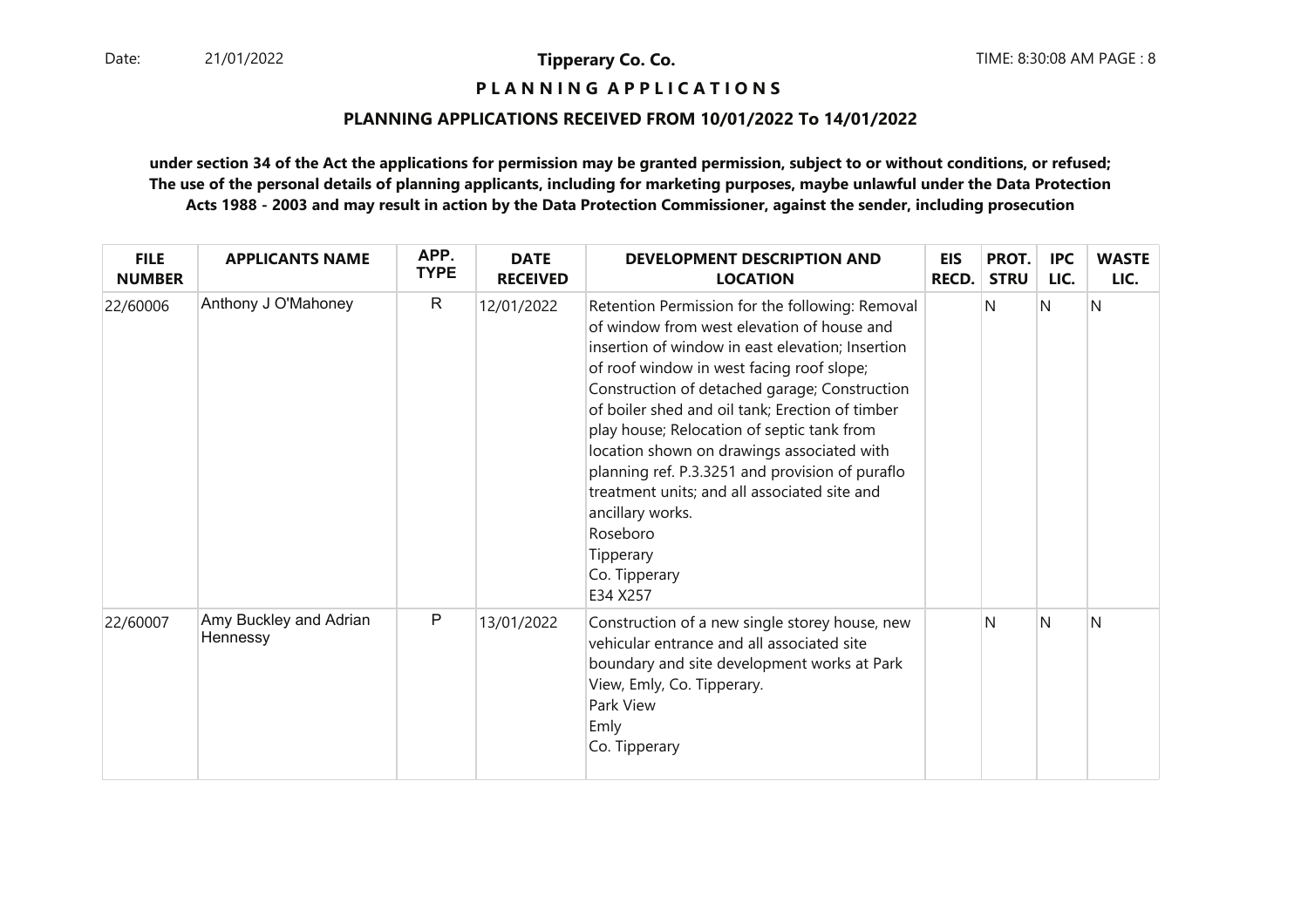**Tipperary Co. Co.**

**P L A N N I N G  A P P L I C A T I O N S**

**PLANNING APPLICATIONS RECEIVED FROM 10/01/2022 To 14/01/2022**

**under section 34 of the Act the applications for permission may be granted permission, subject to or without conditions, or refused; The use of the personal details of planning applicants, including for marketing purposes, maybe unlawful under the Data Protection Acts 1988 - 2003 and may result in action by the Data Protection Commissioner, against the sender, including prosecution**

| FILE NUMBER | APPLICANTS NAME | APP. TYPE | DATE RECEIVED | DEVELOPMENT DESCRIPTION AND LOCATION | EIS RECD. | PROT. STRU | IPC LIC. | WASTE LIC. |
|---|---|---|---|---|---|---|---|---|
| 22/60006 | Anthony J O'Mahoney | R | 12/01/2022 | Retention Permission for the following: Removal of window from west elevation of house and insertion of window in east elevation; Insertion of roof window in west facing roof slope; Construction of detached garage; Construction of boiler shed and oil tank; Erection of timber play house; Relocation of septic tank from location shown on drawings associated with planning ref. P.3.3251 and provision of puraflo treatment units; and all associated site and ancillary works.<br>Roseboro<br>Tipperary<br>Co. Tipperary<br>E34 X257 | | N | N | N |
| 22/60007 | Amy Buckley and Adrian Hennessy | P | 13/01/2022 | Construction of a new single storey house, new vehicular entrance and all associated site boundary and site development works at Park View, Emly, Co. Tipperary.<br>Park View<br>Emly<br>Co. Tipperary | | N | N | N |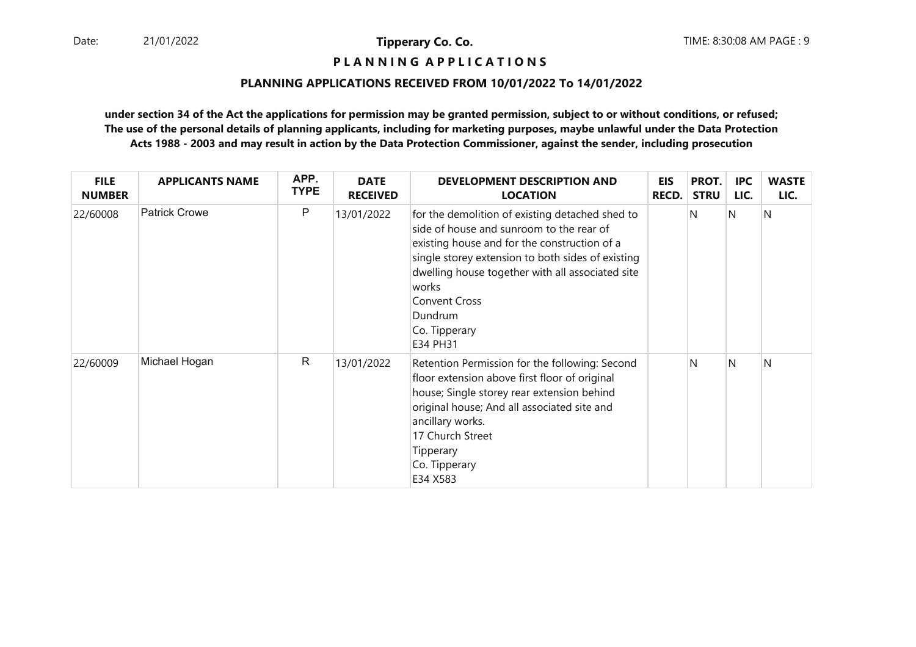**P L A N N I N G  A P P L I C A T I O N S**

**PLANNING APPLICATIONS RECEIVED FROM 10/01/2022 To 14/01/2022**

**under section 34 of the Act the applications for permission may be granted permission, subject to or without conditions, or refused; The use of the personal details of planning applicants, including for marketing purposes, maybe unlawful under the Data Protection Acts 1988 - 2003 and may result in action by the Data Protection Commissioner, against the sender, including prosecution**

| FILE NUMBER | APPLICANTS NAME | APP. TYPE | DATE RECEIVED | DEVELOPMENT DESCRIPTION AND LOCATION | EIS RECD. | PROT. STRU | IPC LIC. | WASTE LIC. |
|---|---|---|---|---|---|---|---|---|
| 22/60008 | Patrick Crowe | P | 13/01/2022 | for the demolition of existing detached shed to side of house and sunroom to the rear of existing house and for the construction of a single storey extension to both sides of existing dwelling house together with all associated site works<br>Convent Cross<br>Dundrum<br>Co. Tipperary<br>E34 PH31 | | N | N | N |
| 22/60009 | Michael Hogan | R | 13/01/2022 | Retention Permission for the following: Second floor extension above first floor of original house; Single storey rear extension behind original house; And all associated site and ancillary works.<br>17 Church Street<br>Tipperary<br>Co. Tipperary<br>E34 X583 | | N | N | N |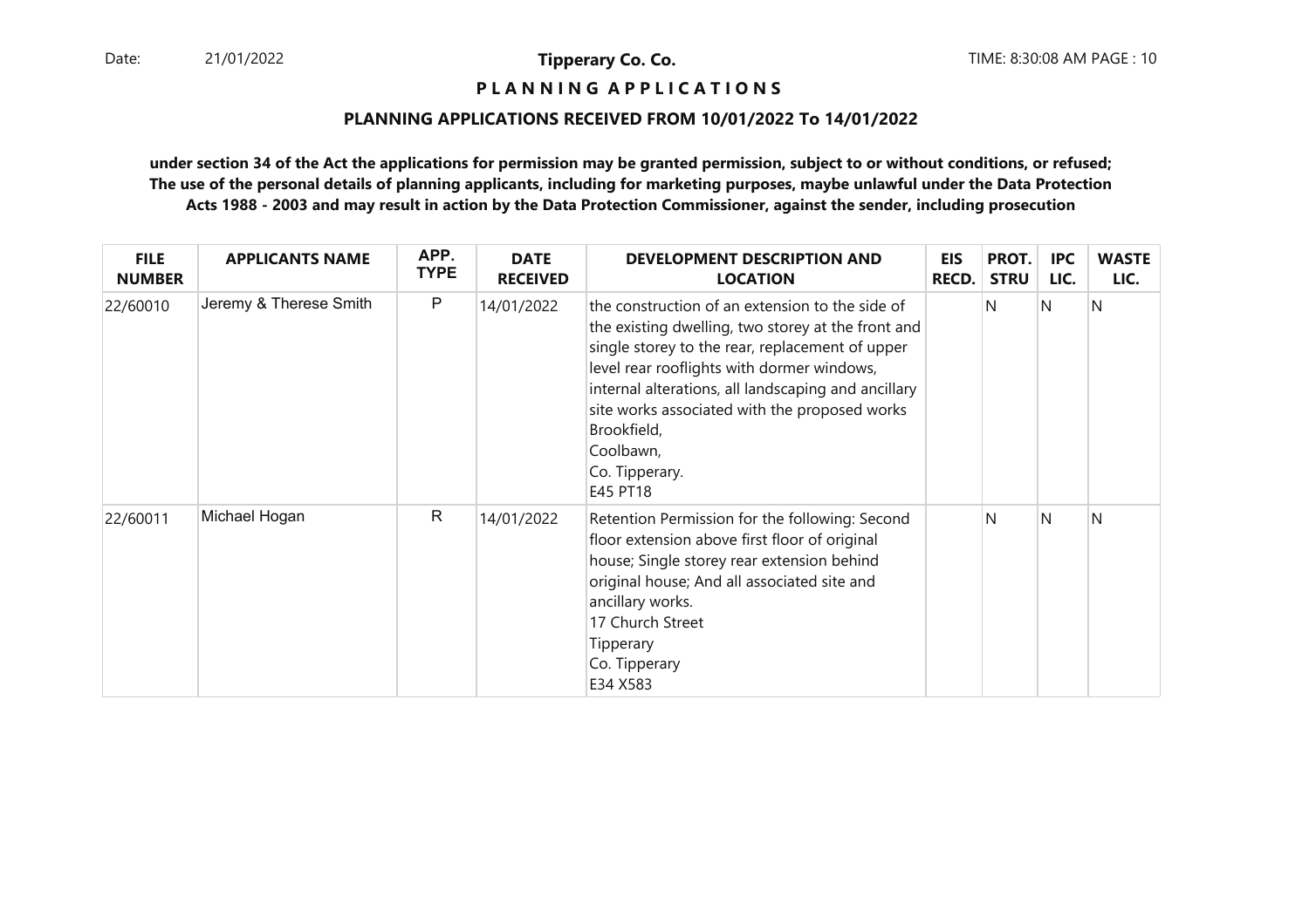**Tipperary Co. Co.**

**P L A N N I N G A P P L I C A T I O N S**

**PLANNING APPLICATIONS RECEIVED FROM 10/01/2022 To 14/01/2022**

**under section 34 of the Act the applications for permission may be granted permission, subject to or without conditions, or refused; The use of the personal details of planning applicants, including for marketing purposes, maybe unlawful under the Data Protection Acts 1988 - 2003 and may result in action by the Data Protection Commissioner, against the sender, including prosecution**

| FILE NUMBER | APPLICANTS NAME | APP. TYPE | DATE RECEIVED | DEVELOPMENT DESCRIPTION AND LOCATION | EIS RECD. | PROT. STRU | IPC LIC. | WASTE LIC. |
|---|---|---|---|---|---|---|---|---|
| 22/60010 | Jeremy & Therese Smith | P | 14/01/2022 | the construction of an extension to the side of the existing dwelling, two storey at the front and single storey to the rear, replacement of upper level rear rooflights with dormer windows, internal alterations, all landscaping and ancillary site works associated with the proposed works Brookfield, Coolbawn, Co. Tipperary. E45 PT18 | | N | N | N |
| 22/60011 | Michael Hogan | R | 14/01/2022 | Retention Permission for the following: Second floor extension above first floor of original house; Single storey rear extension behind original house; And all associated site and ancillary works. 17 Church Street Tipperary Co. Tipperary E34 X583 | | N | N | N |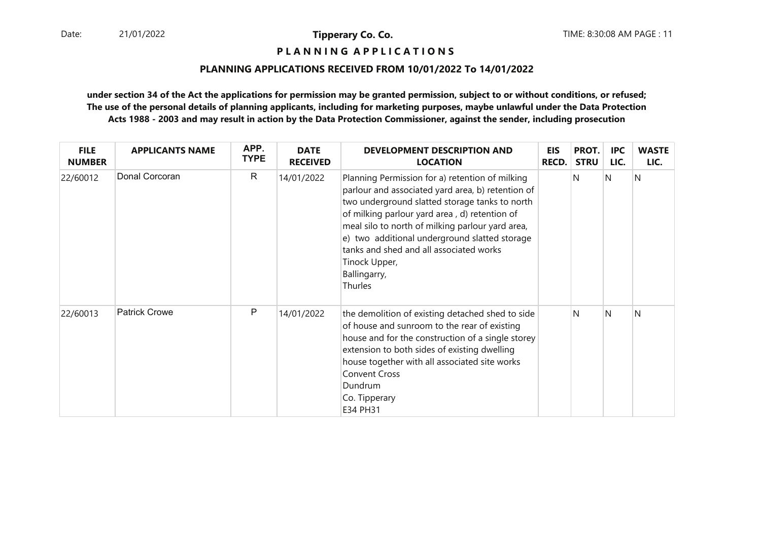**Tipperary Co. Co.**

**P L A N N I N G A P P L I C A T I O N S**

**PLANNING APPLICATIONS RECEIVED FROM 10/01/2022 To 14/01/2022**

**under section 34 of the Act the applications for permission may be granted permission, subject to or without conditions, or refused; The use of the personal details of planning applicants, including for marketing purposes, maybe unlawful under the Data Protection Acts 1988 - 2003 and may result in action by the Data Protection Commissioner, against the sender, including prosecution**

| FILE NUMBER | APPLICANTS NAME | APP. TYPE | DATE RECEIVED | DEVELOPMENT DESCRIPTION AND LOCATION | EIS RECD. | PROT. STRU | IPC LIC. | WASTE LIC. |
|---|---|---|---|---|---|---|---|---|
| 22/60012 | Donal Corcoran | R | 14/01/2022 | Planning Permission for a) retention of milking parlour and associated yard area, b) retention of two underground slatted storage tanks to north of milking parlour yard area , d) retention of meal silo to north of milking parlour yard area, e) two additional underground slatted storage tanks and shed and all associated works Tinock Upper, Ballingarry, Thurles | | N | N | N |
| 22/60013 | Patrick Crowe | P | 14/01/2022 | the demolition of existing detached shed to side of house and sunroom to the rear of existing house and for the construction of a single storey extension to both sides of existing dwelling house together with all associated site works Convent Cross Dundrum Co. Tipperary E34 PH31 | | N | N | N |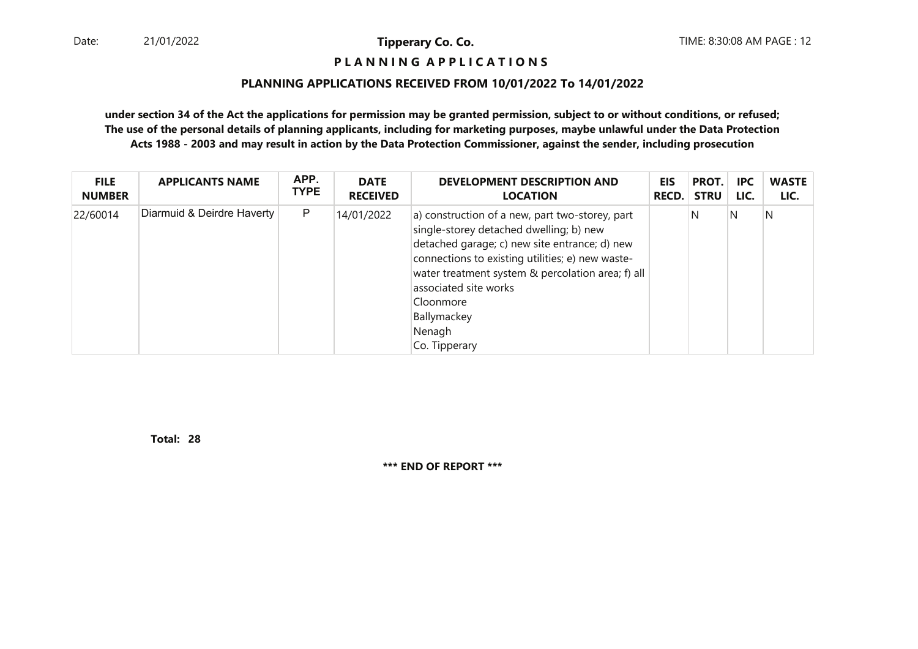# PLANNING APPLICATIONS

## PLANNING APPLICATIONS RECEIVED FROM 10/01/2022 To 14/01/2022

**under section 34 of the Act the applications for permission may be granted permission, subject to or without conditions, or refused; The use of the personal details of planning applicants, including for marketing purposes, maybe unlawful under the Data Protection Acts 1988 - 2003 and may result in action by the Data Protection Commissioner, against the sender, including prosecution**

| FILE NUMBER | APPLICANTS NAME | APP. TYPE | DATE RECEIVED | DEVELOPMENT DESCRIPTION AND LOCATION | EIS RECD. | PROT. STRU | IPC LIC. | WASTE LIC. |
|---|---|---|---|---|---|---|---|---|
| 22/60014 | Diarmuid & Deirdre Haverty | P | 14/01/2022 | a) construction of a new, part two-storey, part single-storey detached dwelling; b) new detached garage; c) new site entrance; d) new connections to existing utilities; e) new waste-water treatment system & percolation area; f) all associated site works<br>Cloonmore<br>Ballymackey<br>Nenagh<br>Co. Tipperary | | N | N | N |

**Total: 28**

**\*\*\* END OF REPORT \*\*\***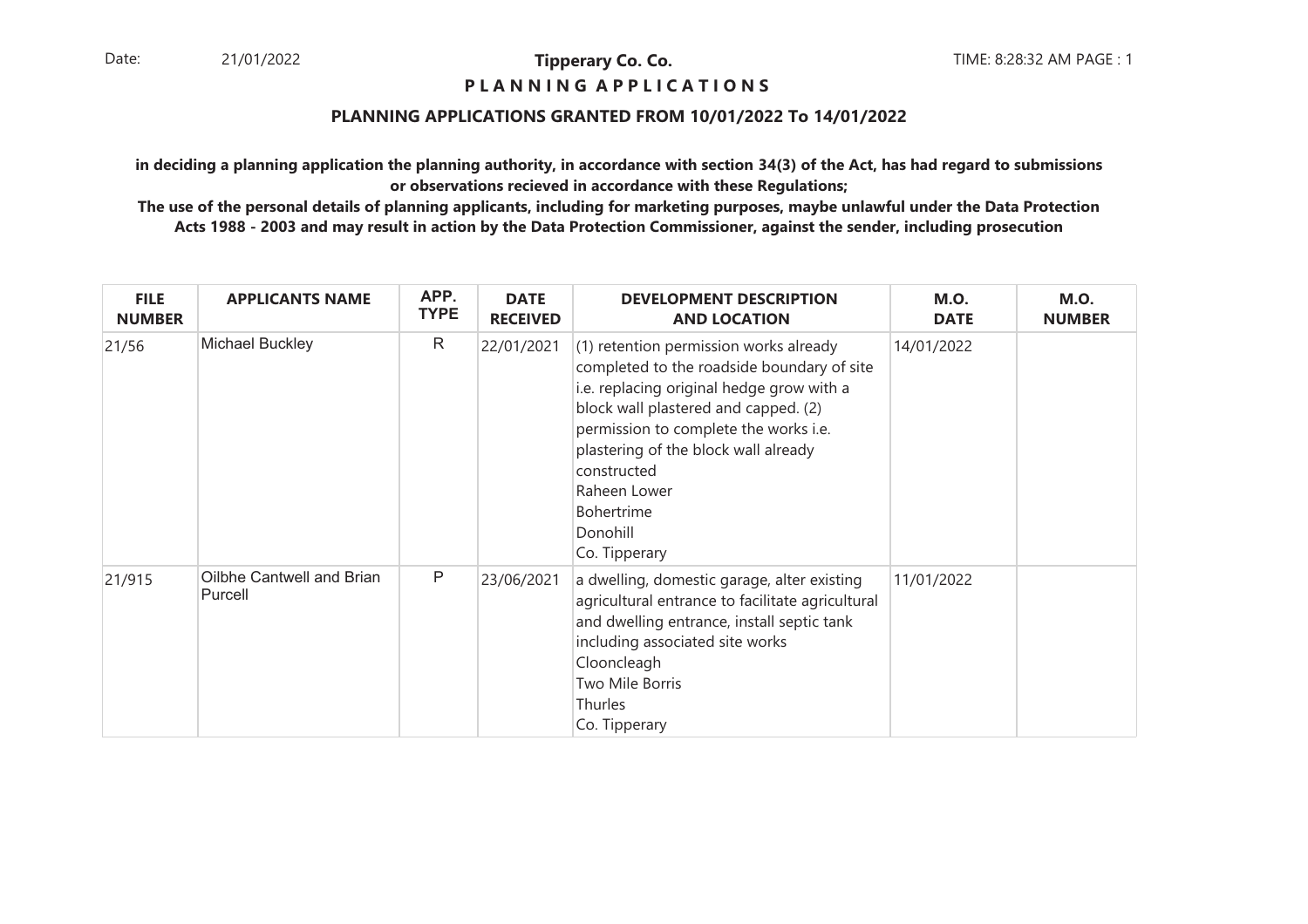**Tipperary Co. Co.**

**P L A N N I N G A P P L I C A T I O N S**

**PLANNING APPLICATIONS GRANTED FROM 10/01/2022 To 14/01/2022**

**in deciding a planning application the planning authority, in accordance with section 34(3) of the Act, has had regard to submissions or observations recieved in accordance with these Regulations;**

**The use of the personal details of planning applicants, including for marketing purposes, maybe unlawful under the Data Protection Acts 1988 - 2003 and may result in action by the Data Protection Commissioner, against the sender, including prosecution**

| FILE NUMBER | APPLICANTS NAME | APP. TYPE | DATE RECEIVED | DEVELOPMENT DESCRIPTION AND LOCATION | M.O. DATE | M.O. NUMBER |
|---|---|---|---|---|---|---|
| 21/56 | Michael Buckley | R | 22/01/2021 | (1) retention permission works already completed to the roadside boundary of site i.e. replacing original hedge grow with a block wall plastered and capped. (2) permission to complete the works i.e. plastering of the block wall already constructed<br>Raheen Lower<br>Bohertrime<br>Donohill<br>Co. Tipperary | 14/01/2022 | |
| 21/915 | Oilbhe Cantwell and Brian Purcell | P | 23/06/2021 | a dwelling, domestic garage, alter existing agricultural entrance to facilitate agricultural and dwelling entrance, install septic tank including associated site works<br>Clooncleagh<br>Two Mile Borris<br>Thurles<br>Co. Tipperary | 11/01/2022 | |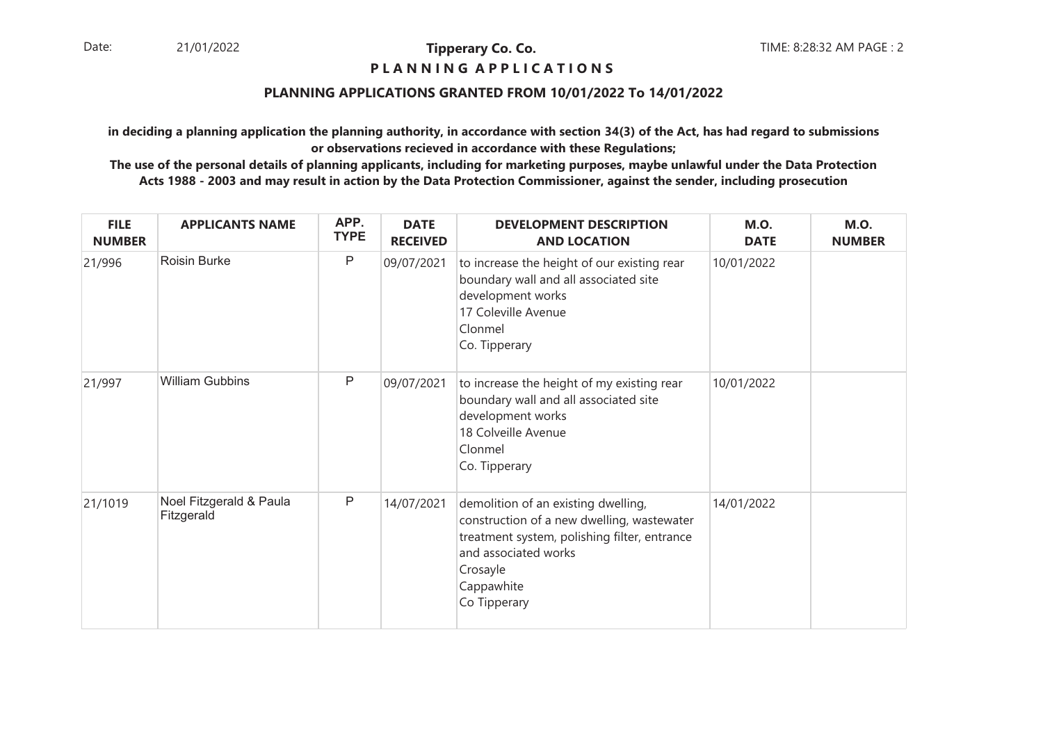**Tipperary Co. Co.**

**P L A N N I N G   A P P L I C A T I O N S**

**PLANNING APPLICATIONS GRANTED FROM 10/01/2022 To 14/01/2022**

**in deciding a planning application the planning authority, in accordance with section 34(3) of the Act, has had regard to submissions or observations recieved in accordance with these Regulations;**

**The use of the personal details of planning applicants, including for marketing purposes, maybe unlawful under the Data Protection Acts 1988 - 2003 and may result in action by the Data Protection Commissioner, against the sender, including prosecution**

| FILE NUMBER | APPLICANTS NAME | APP. TYPE | DATE RECEIVED | DEVELOPMENT DESCRIPTION AND LOCATION | M.O. DATE | M.O. NUMBER |
|---|---|---|---|---|---|---|
| 21/996 | Roisin Burke | P | 09/07/2021 | to increase the height of our existing rear boundary wall and all associated site development works<br>17 Coleville Avenue<br>Clonmel<br>Co. Tipperary | 10/01/2022 | |
| 21/997 | William Gubbins | P | 09/07/2021 | to increase the height of my existing rear boundary wall and all associated site development works<br>18 Colveille Avenue<br>Clonmel<br>Co. Tipperary | 10/01/2022 | |
| 21/1019 | Noel Fitzgerald & Paula Fitzgerald | P | 14/07/2021 | demolition of an existing dwelling, construction of a new dwelling, wastewater treatment system, polishing filter, entrance and associated works<br>Crosayle<br>Cappawhite<br>Co Tipperary | 14/01/2022 | |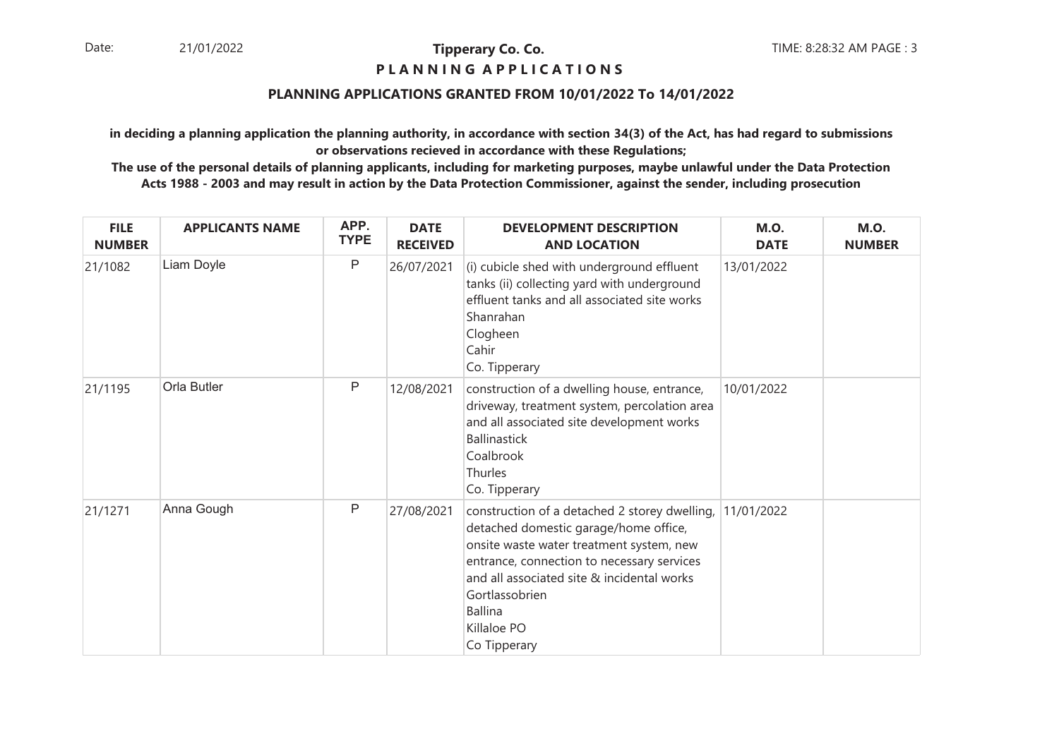**Tipperary Co. Co.**

**P L A N N I N G A P P L I C A T I O N S**

## PLANNING APPLICATIONS GRANTED FROM 10/01/2022 To 14/01/2022

**in deciding a planning application the planning authority, in accordance with section 34(3) of the Act, has had regard to submissions or observations recieved in accordance with these Regulations;**

**The use of the personal details of planning applicants, including for marketing purposes, maybe unlawful under the Data Protection Acts 1988 - 2003 and may result in action by the Data Protection Commissioner, against the sender, including prosecution**

| FILE NUMBER | APPLICANTS NAME | APP. TYPE | DATE RECEIVED | DEVELOPMENT DESCRIPTION AND LOCATION | M.O. DATE | M.O. NUMBER |
|---|---|---|---|---|---|---|
| 21/1082 | Liam Doyle | P | 26/07/2021 | (i) cubicle shed with underground effluent tanks (ii) collecting yard with underground effluent tanks and all associated site works<br>Shanrahan<br>Clogheen<br>Cahir<br>Co. Tipperary | 13/01/2022 | |
| 21/1195 | Orla Butler | P | 12/08/2021 | construction of a dwelling house, entrance, driveway, treatment system, percolation area and all associated site development works<br>Ballinastick<br>Coalbrook<br>Thurles<br>Co. Tipperary | 10/01/2022 | |
| 21/1271 | Anna Gough | P | 27/08/2021 | construction of a detached 2 storey dwelling, detached domestic garage/home office, onsite waste water treatment system, new entrance, connection to necessary services and all associated site & incidental works<br>Gortlassobrien<br>Ballina<br>Killaloe PO<br>Co Tipperary | 11/01/2022 | |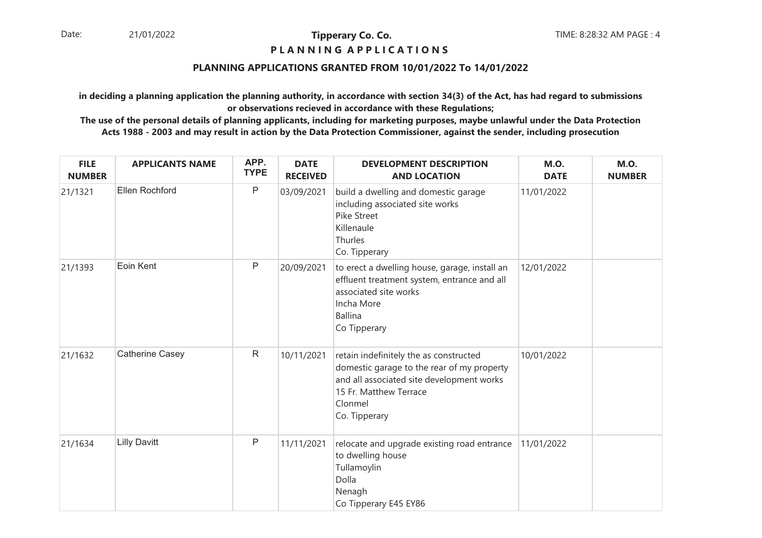**Tipperary Co. Co.**

**P L A N N I N G A P P L I C A T I O N S**

**PLANNING APPLICATIONS GRANTED FROM 10/01/2022 To 14/01/2022**

**in deciding a planning application the planning authority, in accordance with section 34(3) of the Act, has had regard to submissions or observations recieved in accordance with these Regulations;**

**The use of the personal details of planning applicants, including for marketing purposes, maybe unlawful under the Data Protection Acts 1988 - 2003 and may result in action by the Data Protection Commissioner, against the sender, including prosecution**

| FILE NUMBER | APPLICANTS NAME | APP. TYPE | DATE RECEIVED | DEVELOPMENT DESCRIPTION AND LOCATION | M.O. DATE | M.O. NUMBER |
|---|---|---|---|---|---|---|
| 21/1321 | Ellen Rochford | P | 03/09/2021 | build a dwelling and domestic garage including associated site works<br>Pike Street<br>Killenaule<br>Thurles<br>Co. Tipperary | 11/01/2022 | |
| 21/1393 | Eoin Kent | P | 20/09/2021 | to erect a dwelling house, garage, install an effluent treatment system, entrance and all associated site works<br>Incha More<br>Ballina<br>Co Tipperary | 12/01/2022 | |
| 21/1632 | Catherine Casey | R | 10/11/2021 | retain indefinitely the as constructed domestic garage to the rear of my property and all associated site development works<br>15 Fr. Matthew Terrace<br>Clonmel<br>Co. Tipperary | 10/01/2022 | |
| 21/1634 | Lilly Davitt | P | 11/11/2021 | relocate and upgrade existing road entrance to dwelling house<br>Tullamoylin<br>Dolla<br>Nenagh<br>Co Tipperary E45 EY86 | 11/01/2022 | |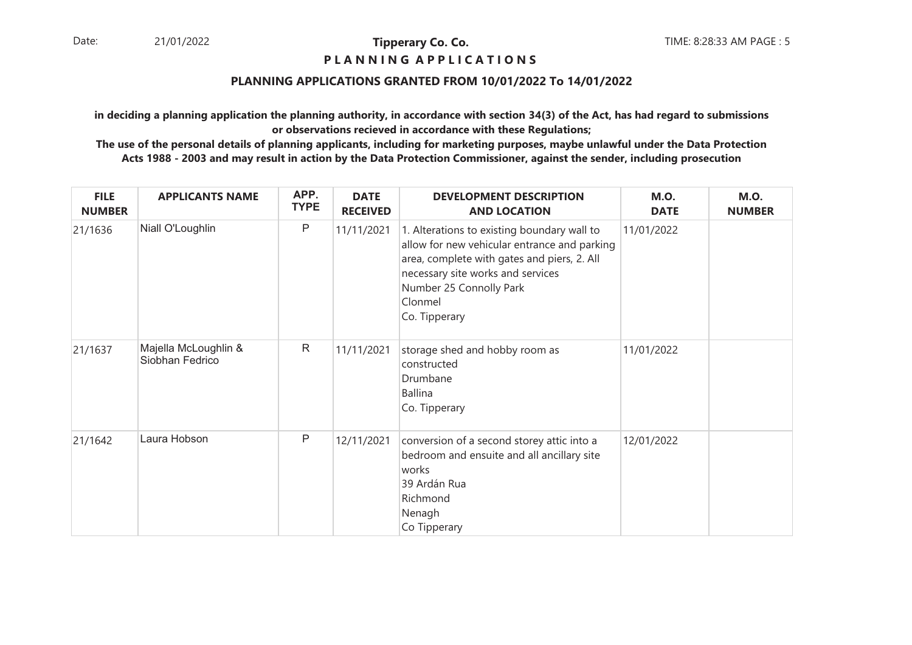**Tipperary Co. Co.**

**P L A N N I N G A P P L I C A T I O N S**

**PLANNING APPLICATIONS GRANTED FROM 10/01/2022 To 14/01/2022**

**in deciding a planning application the planning authority, in accordance with section 34(3) of the Act, has had regard to submissions or observations recieved in accordance with these Regulations;**

**The use of the personal details of planning applicants, including for marketing purposes, maybe unlawful under the Data Protection Acts 1988 - 2003 and may result in action by the Data Protection Commissioner, against the sender, including prosecution**

| FILE NUMBER | APPLICANTS NAME | APP. TYPE | DATE RECEIVED | DEVELOPMENT DESCRIPTION AND LOCATION | M.O. DATE | M.O. NUMBER |
|---|---|---|---|---|---|---|
| 21/1636 | Niall O'Loughlin | P | 11/11/2021 | 1. Alterations to existing boundary wall to allow for new vehicular entrance and parking area, complete with gates and piers, 2. All necessary site works and services<br>Number 25 Connolly Park<br>Clonmel<br>Co. Tipperary | 11/01/2022 | |
| 21/1637 | Majella McLoughlin & Siobhan Fedrico | R | 11/11/2021 | storage shed and hobby room as constructed<br>Drumbane<br>Ballina<br>Co. Tipperary | 11/01/2022 | |
| 21/1642 | Laura Hobson | P | 12/11/2021 | conversion of a second storey attic into a bedroom and ensuite and all ancillary site works<br>39 Ardán Rua<br>Richmond<br>Nenagh<br>Co Tipperary | 12/01/2022 | |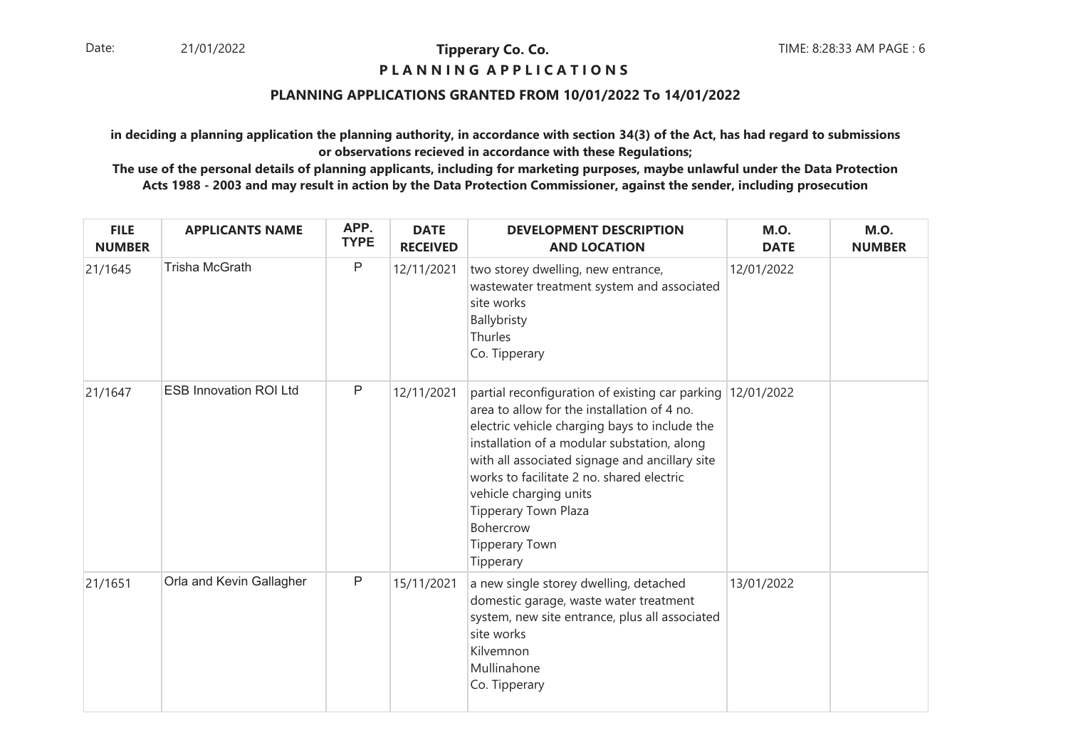**Tipperary Co. Co.**

**P L A N N I N G A P P L I C A T I O N S**

**PLANNING APPLICATIONS GRANTED FROM 10/01/2022 To 14/01/2022**

**in deciding a planning application the planning authority, in accordance with section 34(3) of the Act, has had regard to submissions or observations recieved in accordance with these Regulations;**

**The use of the personal details of planning applicants, including for marketing purposes, maybe unlawful under the Data Protection Acts 1988 - 2003 and may result in action by the Data Protection Commissioner, against the sender, including prosecution**

| FILE NUMBER | APPLICANTS NAME | APP. TYPE | DATE RECEIVED | DEVELOPMENT DESCRIPTION AND LOCATION | M.O. DATE | M.O. NUMBER |
|---|---|---|---|---|---|---|
| 21/1645 | Trisha McGrath | P | 12/11/2021 | two storey dwelling, new entrance, wastewater treatment system and associated site works<br>Ballybristy<br>Thurles<br>Co. Tipperary | 12/01/2022 | |
| 21/1647 | ESB Innovation ROI Ltd | P | 12/11/2021 | partial reconfiguration of existing car parking area to allow for the installation of 4 no. electric vehicle charging bays to include the installation of a modular substation, along with all associated signage and ancillary site works to facilitate 2 no. shared electric vehicle charging units<br>Tipperary Town Plaza<br>Bohercrow<br>Tipperary Town<br>Tipperary | 12/01/2022 | |
| 21/1651 | Orla and Kevin Gallagher | P | 15/11/2021 | a new single storey dwelling, detached domestic garage, waste water treatment system, new site entrance, plus all associated site works<br>Kilvemnon<br>Mullinahone<br>Co. Tipperary | 13/01/2022 | |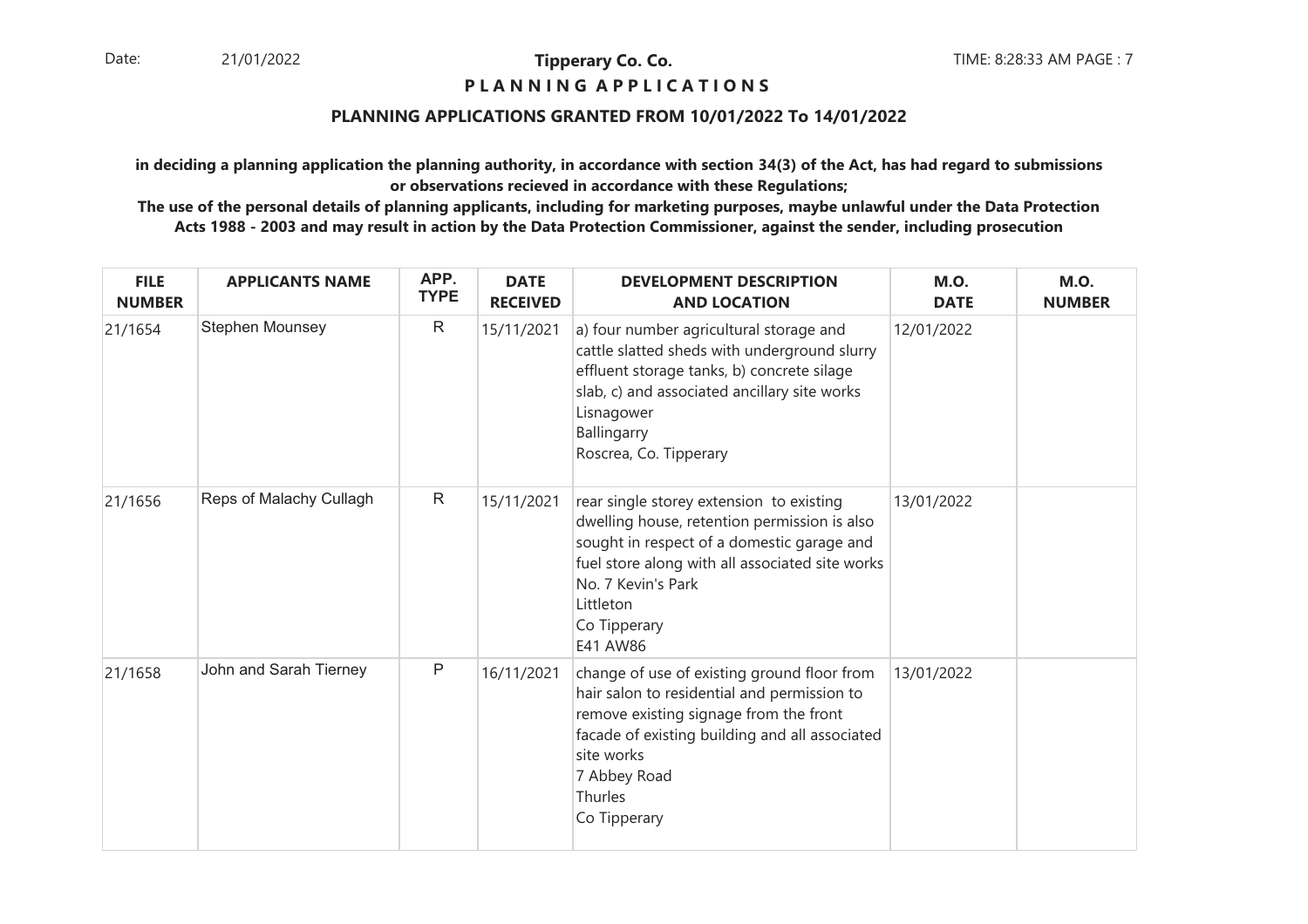## Tipperary Co. Co.

**P L A N N I N G  A P P L I C A T I O N S**

**PLANNING APPLICATIONS GRANTED FROM 10/01/2022 To 14/01/2022**

**in deciding a planning application the planning authority, in accordance with section 34(3) of the Act, has had regard to submissions or observations recieved in accordance with these Regulations;**

**The use of the personal details of planning applicants, including for marketing purposes, maybe unlawful under the Data Protection Acts 1988 - 2003 and may result in action by the Data Protection Commissioner, against the sender, including prosecution**

| FILE NUMBER | APPLICANTS NAME | APP. TYPE | DATE RECEIVED | DEVELOPMENT DESCRIPTION AND LOCATION | M.O. DATE | M.O. NUMBER |
|---|---|---|---|---|---|---|
| 21/1654 | Stephen Mounsey | R | 15/11/2021 | a) four number agricultural storage and cattle slatted sheds with underground slurry effluent storage tanks, b) concrete silage slab, c) and associated ancillary site works Lisnagower Ballingarry Roscrea, Co. Tipperary | 12/01/2022 | |
| 21/1656 | Reps of Malachy Cullagh | R | 15/11/2021 | rear single storey extension to existing dwelling house, retention permission is also sought in respect of a domestic garage and fuel store along with all associated site works No. 7 Kevin's Park Littleton Co Tipperary E41 AW86 | 13/01/2022 | |
| 21/1658 | John and Sarah Tierney | P | 16/11/2021 | change of use of existing ground floor from hair salon to residential and permission to remove existing signage from the front facade of existing building and all associated site works 7 Abbey Road Thurles Co Tipperary | 13/01/2022 | |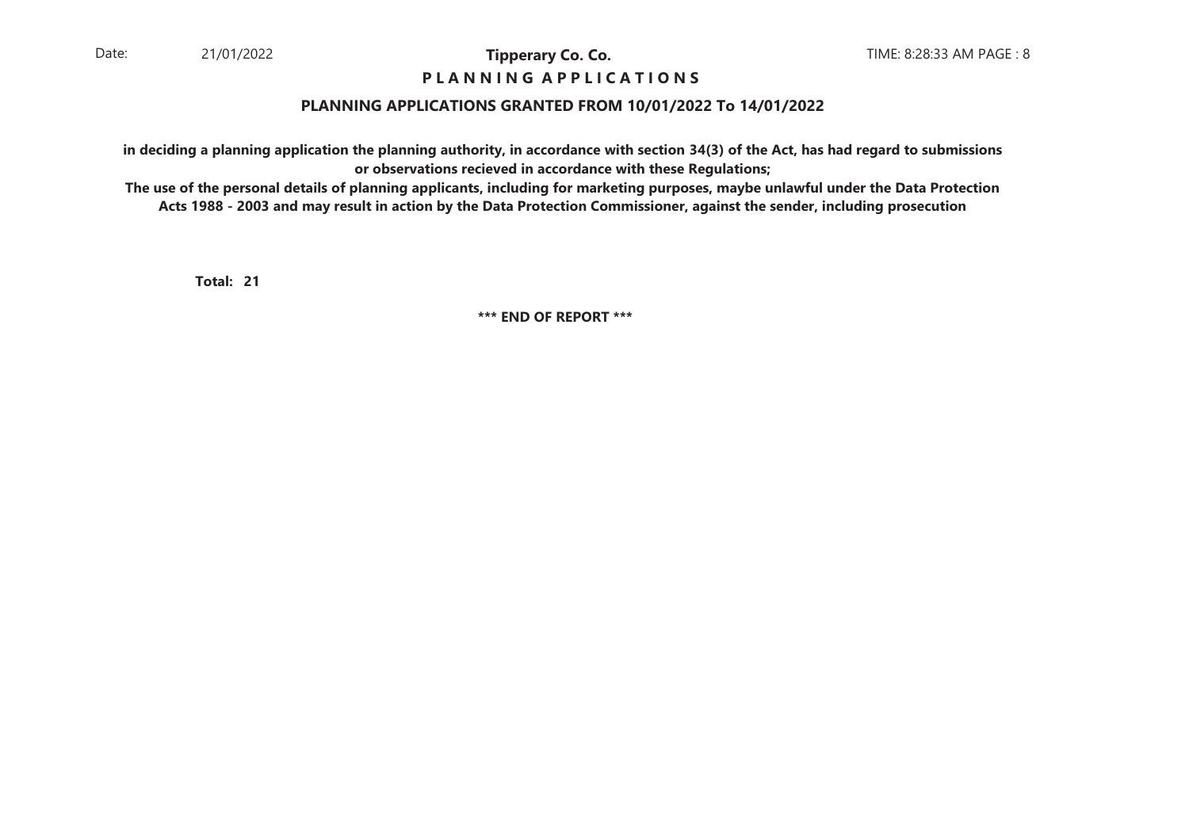**PLANNING APPLICATIONS GRANTED FROM 10/01/2022 To 14/01/2022**

**in deciding a planning application the planning authority, in accordance with section 34(3) of the Act, has had regard to submissions or observations recieved in accordance with these Regulations;**

**The use of the personal details of planning applicants, including for marketing purposes, maybe unlawful under the Data Protection Acts 1988 - 2003 and may result in action by the Data Protection Commissioner, against the sender, including prosecution**

**Total: 21**

**\*\*\* END OF REPORT \*\*\***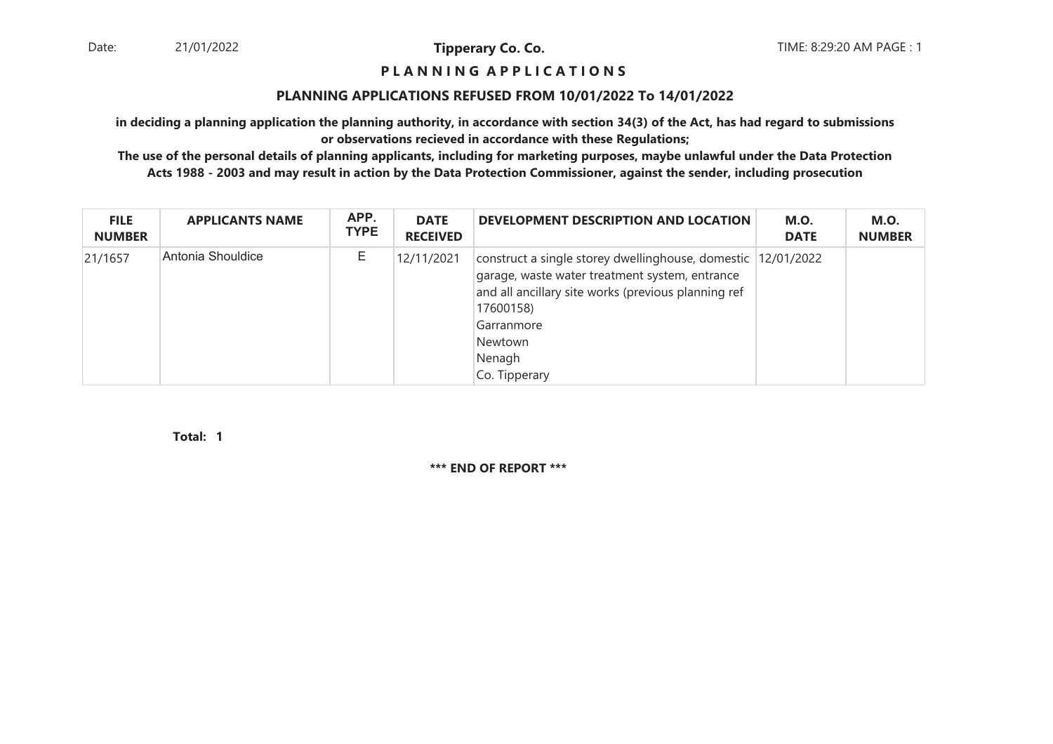Date: 21/01/2022 **Tipperary Co. Co.** TIME: 8:29:20 AM PAGE : 1

**P L A N N I N G A P P L I C A T I O N S**

**PLANNING APPLICATIONS REFUSED FROM 10/01/2022 To 14/01/2022**

**in deciding a planning application the planning authority, in accordance with section 34(3) of the Act, has had regard to submissions or observations recieved in accordance with these Regulations;**

**The use of the personal details of planning applicants, including for marketing purposes, maybe unlawful under the Data Protection Acts 1988 - 2003 and may result in action by the Data Protection Commissioner, against the sender, including prosecution**

| FILE NUMBER | APPLICANTS NAME | APP. TYPE | DATE RECEIVED | DEVELOPMENT DESCRIPTION AND LOCATION | M.O. DATE | M.O. NUMBER |
|---|---|---|---|---|---|---|
| 21/1657 | Antonia Shouldice | E | 12/11/2021 | construct a single storey dwellinghouse, domestic garage, waste water treatment system, entrance and all ancillary site works (previous planning ref 17600158)<br>Garranmore<br>Newtown<br>Nenagh<br>Co. Tipperary | 12/01/2022 | |

**Total: 1**

**\*\*\* END OF REPORT \*\*\***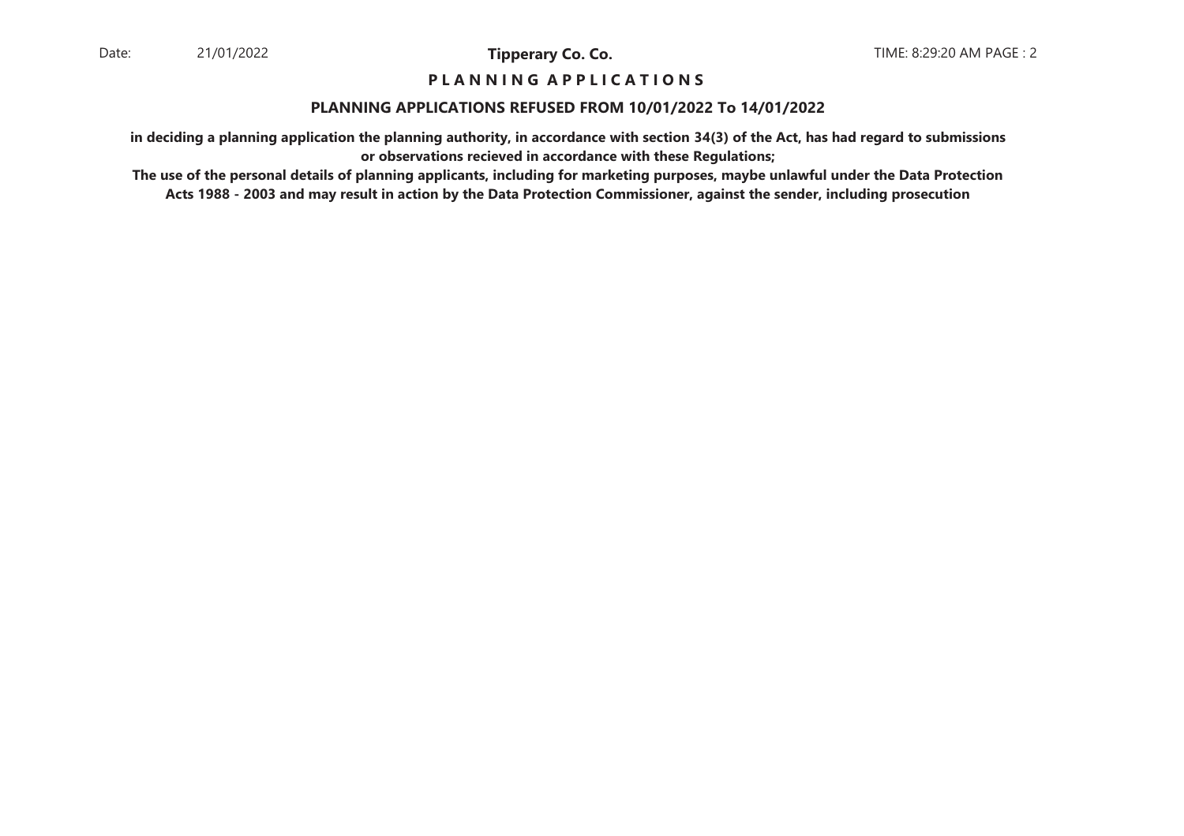# P L A N N I N G   A P P L I C A T I O N S

## PLANNING APPLICATIONS REFUSED FROM 10/01/2022 To 14/01/2022

**in deciding a planning application the planning authority, in accordance with section 34(3) of the Act, has had regard to submissions or observations recieved in accordance with these Regulations;**

**The use of the personal details of planning applicants, including for marketing purposes, maybe unlawful under the Data Protection Acts 1988 - 2003 and may result in action by the Data Protection Commissioner, against the sender, including prosecution**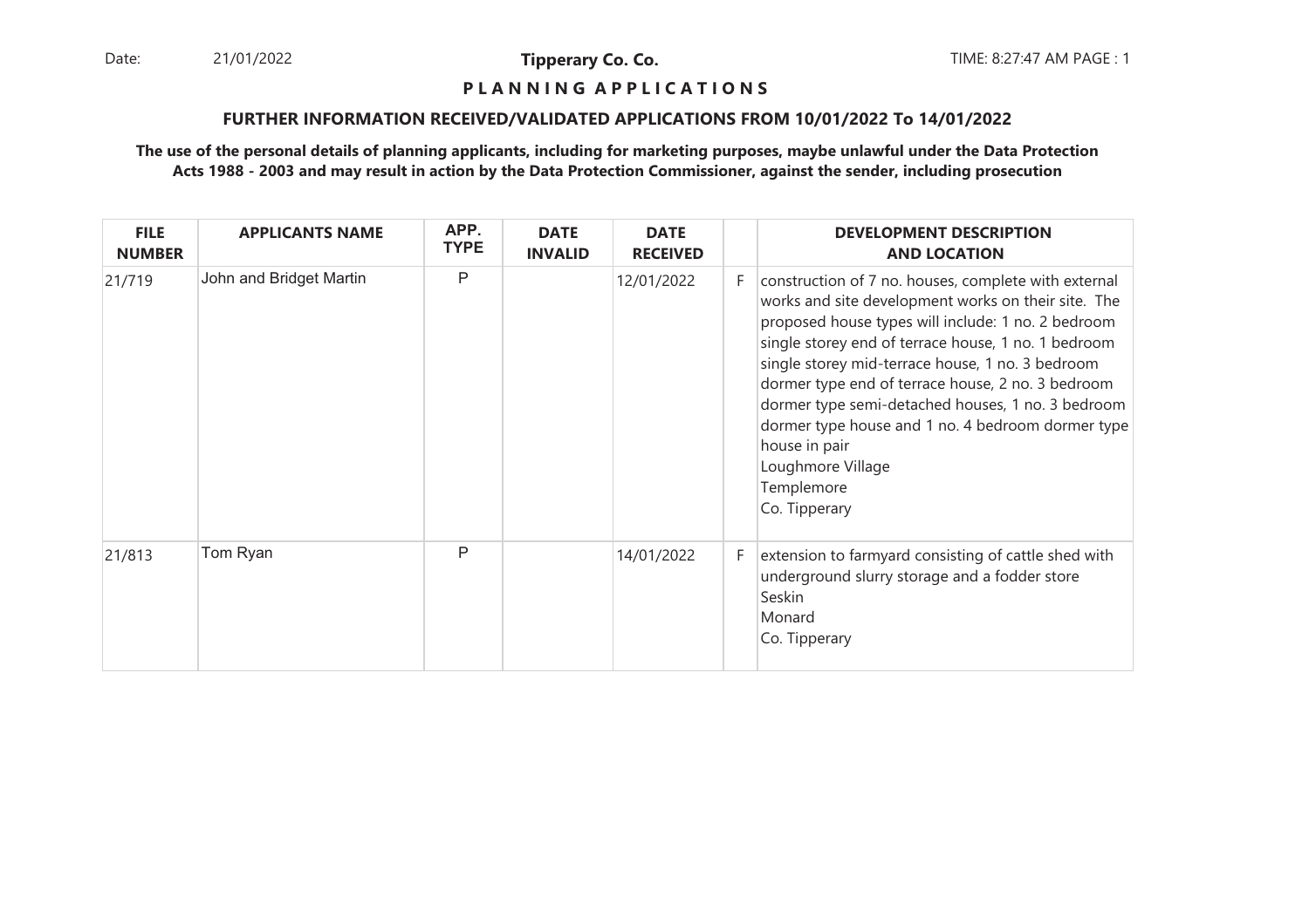**Tipperary Co. Co.**

**P L A N N I N G A P P L I C A T I O N S**

**FURTHER INFORMATION RECEIVED/VALIDATED APPLICATIONS FROM 10/01/2022 To 14/01/2022**

**The use of the personal details of planning applicants, including for marketing purposes, maybe unlawful under the Data Protection Acts 1988 - 2003 and may result in action by the Data Protection Commissioner, against the sender, including prosecution**

| FILE NUMBER | APPLICANTS NAME | APP. TYPE | DATE INVALID | DATE RECEIVED | | DEVELOPMENT DESCRIPTION AND LOCATION |
|---|---|---|---|---|---|---|
| 21/719 | John and Bridget Martin | P | | 12/01/2022 | F | construction of 7 no. houses, complete with external works and site development works on their site. The proposed house types will include: 1 no. 2 bedroom single storey end of terrace house, 1 no. 1 bedroom single storey mid-terrace house, 1 no. 3 bedroom dormer type end of terrace house, 2 no. 3 bedroom dormer type semi-detached houses, 1 no. 3 bedroom dormer type house and 1 no. 4 bedroom dormer type house in pair<br>Loughmore Village<br>Templemore<br>Co. Tipperary |
| 21/813 | Tom Ryan | P | | 14/01/2022 | F | extension to farmyard consisting of cattle shed with underground slurry storage and a fodder store<br>Seskin<br>Monard<br>Co. Tipperary |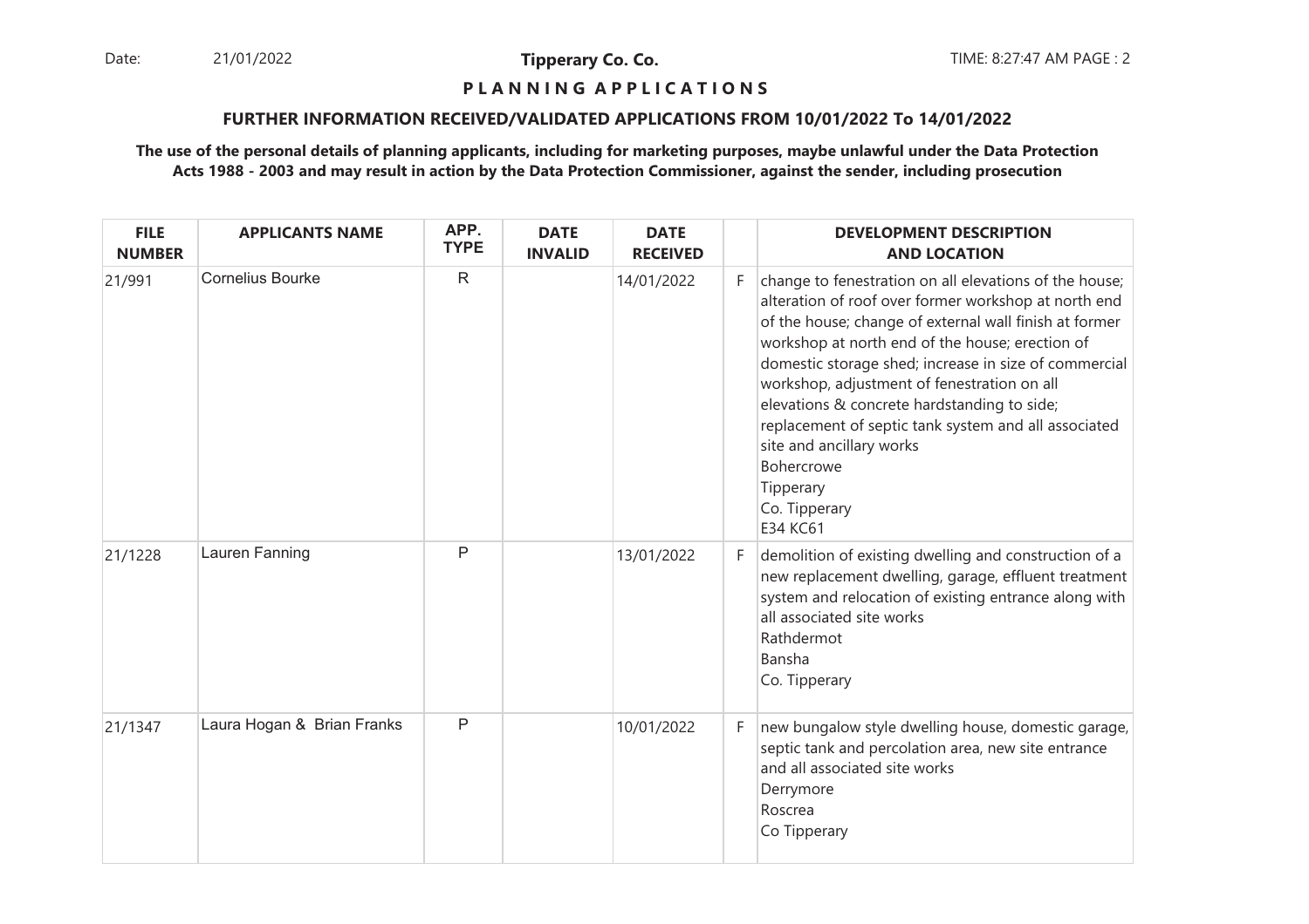**Tipperary Co. Co.**

**P L A N N I N G A P P L I C A T I O N S**

**FURTHER INFORMATION RECEIVED/VALIDATED APPLICATIONS FROM 10/01/2022 To 14/01/2022**

**The use of the personal details of planning applicants, including for marketing purposes, maybe unlawful under the Data Protection Acts 1988 - 2003 and may result in action by the Data Protection Commissioner, against the sender, including prosecution**

| FILE NUMBER | APPLICANTS NAME | APP. TYPE | DATE INVALID | DATE RECEIVED | | DEVELOPMENT DESCRIPTION AND LOCATION |
|---|---|---|---|---|---|---|
| 21/991 | Cornelius Bourke | R | | 14/01/2022 | F | change to fenestration on all elevations of the house; alteration of roof over former workshop at north end of the house; change of external wall finish at former workshop at north end of the house; erection of domestic storage shed; increase in size of commercial workshop, adjustment of fenestration on all elevations & concrete hardstanding to side; replacement of septic tank system and all associated site and ancillary works Bohercrowe Tipperary Co. Tipperary E34 KC61 |
| 21/1228 | Lauren Fanning | P | | 13/01/2022 | F | demolition of existing dwelling and construction of a new replacement dwelling, garage, effluent treatment system and relocation of existing entrance along with all associated site works Rathdermot Bansha Co. Tipperary |
| 21/1347 | Laura Hogan & Brian Franks | P | | 10/01/2022 | F | new bungalow style dwelling house, domestic garage, septic tank and percolation area, new site entrance and all associated site works Derrymore Roscrea Co Tipperary |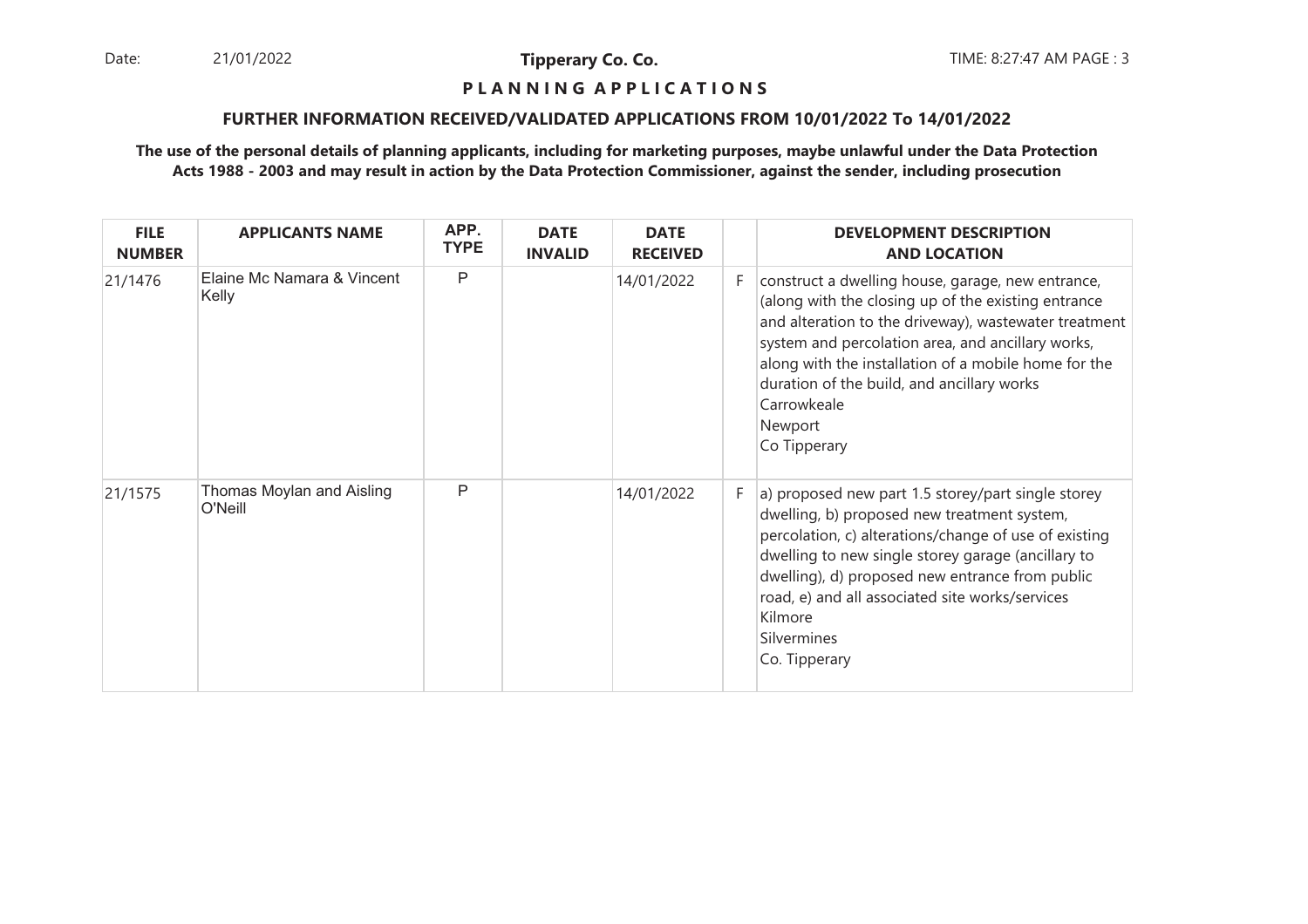**Tipperary Co. Co.**

## P L A N N I N G  A P P L I C A T I O N S

### FURTHER INFORMATION RECEIVED/VALIDATED APPLICATIONS FROM 10/01/2022 To 14/01/2022

**The use of the personal details of planning applicants, including for marketing purposes, maybe unlawful under the Data Protection Acts 1988 - 2003 and may result in action by the Data Protection Commissioner, against the sender, including prosecution**

| FILE NUMBER | APPLICANTS NAME | APP. TYPE | DATE INVALID | DATE RECEIVED | | DEVELOPMENT DESCRIPTION AND LOCATION |
|---|---|---|---|---|---|---|
| 21/1476 | Elaine Mc Namara & Vincent Kelly | P | | 14/01/2022 | F | construct a dwelling house, garage, new entrance, (along with the closing up of the existing entrance and alteration to the driveway), wastewater treatment system and percolation area, and ancillary works, along with the installation of a mobile home for the duration of the build, and ancillary works Carrowkeale Newport Co Tipperary |
| 21/1575 | Thomas Moylan and Aisling O'Neill | P | | 14/01/2022 | F | a) proposed new part 1.5 storey/part single storey dwelling, b) proposed new treatment system, percolation, c) alterations/change of use of existing dwelling to new single storey garage (ancillary to dwelling), d) proposed new entrance from public road, e) and all associated site works/services Kilmore Silvermines Co. Tipperary |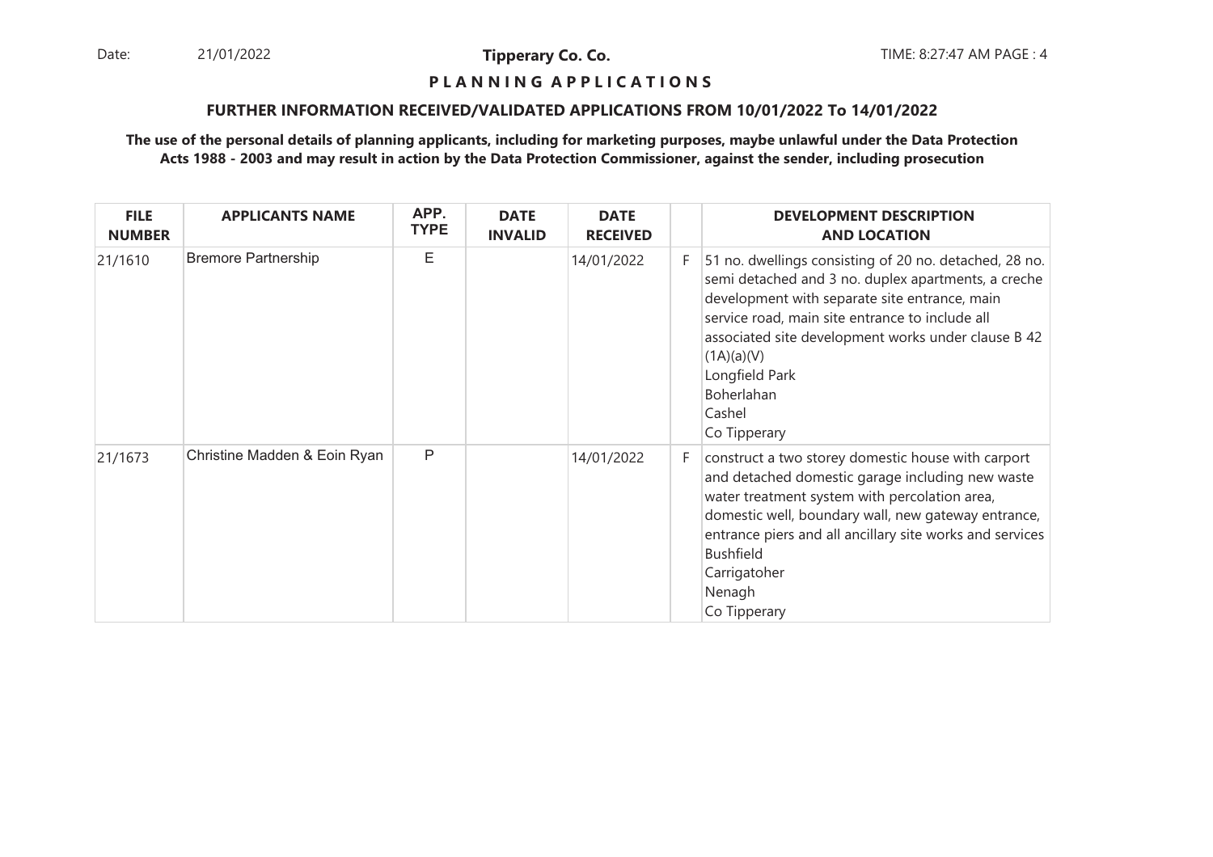Date: 21/01/2022 **Tipperary Co. Co.** TIME: 8:27:47 AM PAGE : 4

**P L A N N I N G A P P L I C A T I O N S**

**FURTHER INFORMATION RECEIVED/VALIDATED APPLICATIONS FROM 10/01/2022 To 14/01/2022**

**The use of the personal details of planning applicants, including for marketing purposes, maybe unlawful under the Data Protection Acts 1988 - 2003 and may result in action by the Data Protection Commissioner, against the sender, including prosecution**

| FILE NUMBER | APPLICANTS NAME | APP. TYPE | DATE INVALID | DATE RECEIVED | | DEVELOPMENT DESCRIPTION AND LOCATION |
|---|---|---|---|---|---|---|
| 21/1610 | Bremore Partnership | E | | 14/01/2022 | F | 51 no. dwellings consisting of 20 no. detached, 28 no. semi detached and 3 no. duplex apartments, a creche development with separate site entrance, main service road, main site entrance to include all associated site development works under clause B 42 (1A)(a)(V)<br>Longfield Park<br>Boherlahan<br>Cashel<br>Co Tipperary |
| 21/1673 | Christine Madden & Eoin Ryan | P | | 14/01/2022 | F | construct a two storey domestic house with carport and detached domestic garage including new waste water treatment system with percolation area, domestic well, boundary wall, new gateway entrance, entrance piers and all ancillary site works and services<br>Bushfield<br>Carrigatoher<br>Nenagh<br>Co Tipperary |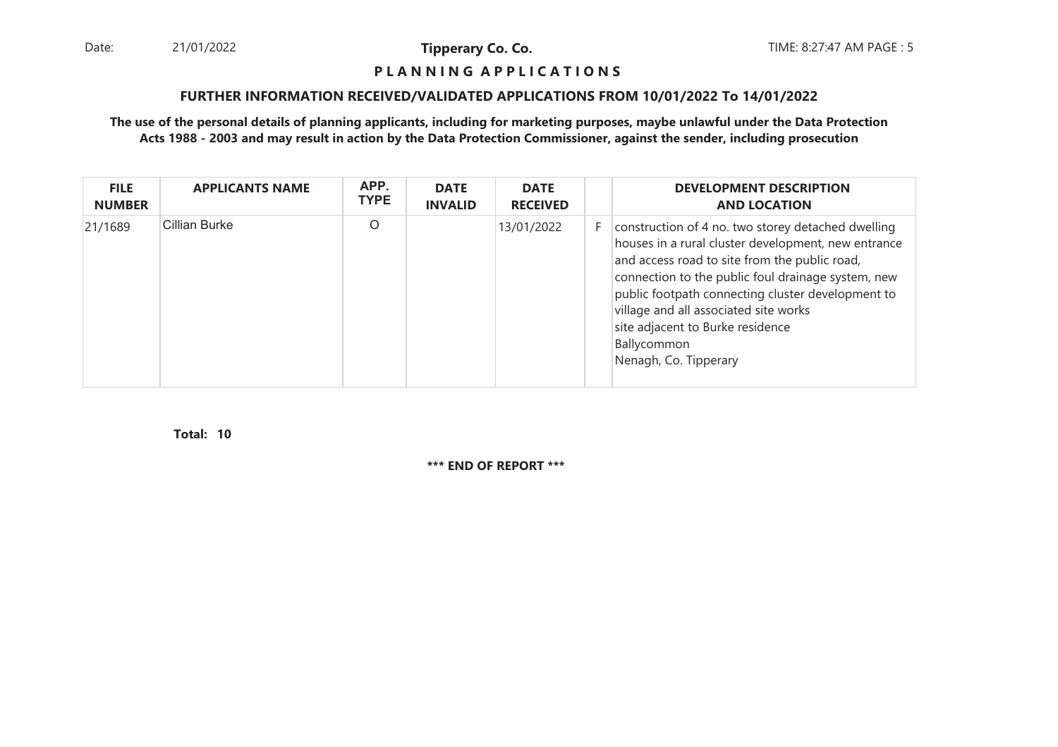**P L A N N I N G A P P L I C A T I O N S**

**FURTHER INFORMATION RECEIVED/VALIDATED APPLICATIONS FROM 10/01/2022 To 14/01/2022**

**The use of the personal details of planning applicants, including for marketing purposes, maybe unlawful under the Data Protection Acts 1988 - 2003 and may result in action by the Data Protection Commissioner, against the sender, including prosecution**

| FILE NUMBER | APPLICANTS NAME | APP. TYPE | DATE INVALID | DATE RECEIVED | | DEVELOPMENT DESCRIPTION AND LOCATION |
|---|---|---|---|---|---|---|
| 21/1689 | Cillian Burke | O | | 13/01/2022 | F | construction of 4 no. two storey detached dwelling houses in a rural cluster development, new entrance and access road to site from the public road, connection to the public foul drainage system, new public footpath connecting cluster development to village and all associated site works<br>site adjacent to Burke residence<br>Ballycommon<br>Nenagh, Co. Tipperary |

**Total: 10**

**\*\*\* END OF REPORT \*\*\***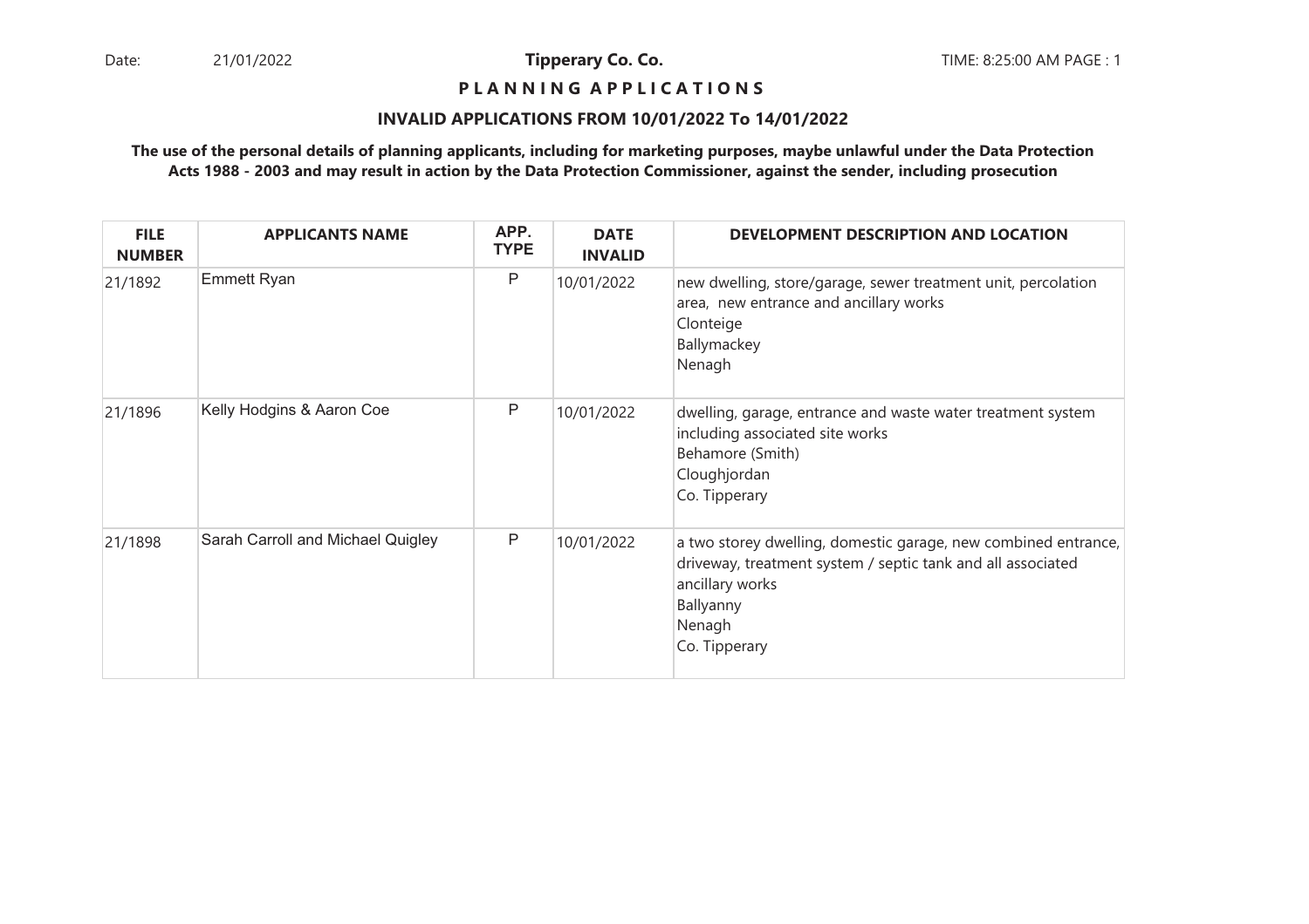Date: 21/01/2022 **Tipperary Co. Co.** TIME: 8:25:00 AM PAGE : 1

**P L A N N I N G A P P L I C A T I O N S**

**INVALID APPLICATIONS FROM 10/01/2022 To 14/01/2022**

**The use of the personal details of planning applicants, including for marketing purposes, maybe unlawful under the Data Protection Acts 1988 - 2003 and may result in action by the Data Protection Commissioner, against the sender, including prosecution**

| FILE NUMBER | APPLICANTS NAME | APP. TYPE | DATE INVALID | DEVELOPMENT DESCRIPTION AND LOCATION |
|---|---|---|---|---|
| 21/1892 | Emmett Ryan | P | 10/01/2022 | new dwelling, store/garage, sewer treatment unit, percolation area, new entrance and ancillary works<br>Clonteige<br>Ballymackey<br>Nenagh |
| 21/1896 | Kelly Hodgins & Aaron Coe | P | 10/01/2022 | dwelling, garage, entrance and waste water treatment system including associated site works<br>Behamore (Smith)<br>Cloughjordan<br>Co. Tipperary |
| 21/1898 | Sarah Carroll and Michael Quigley | P | 10/01/2022 | a two storey dwelling, domestic garage, new combined entrance, driveway, treatment system / septic tank and all associated ancillary works<br>Ballyanny<br>Nenagh<br>Co. Tipperary |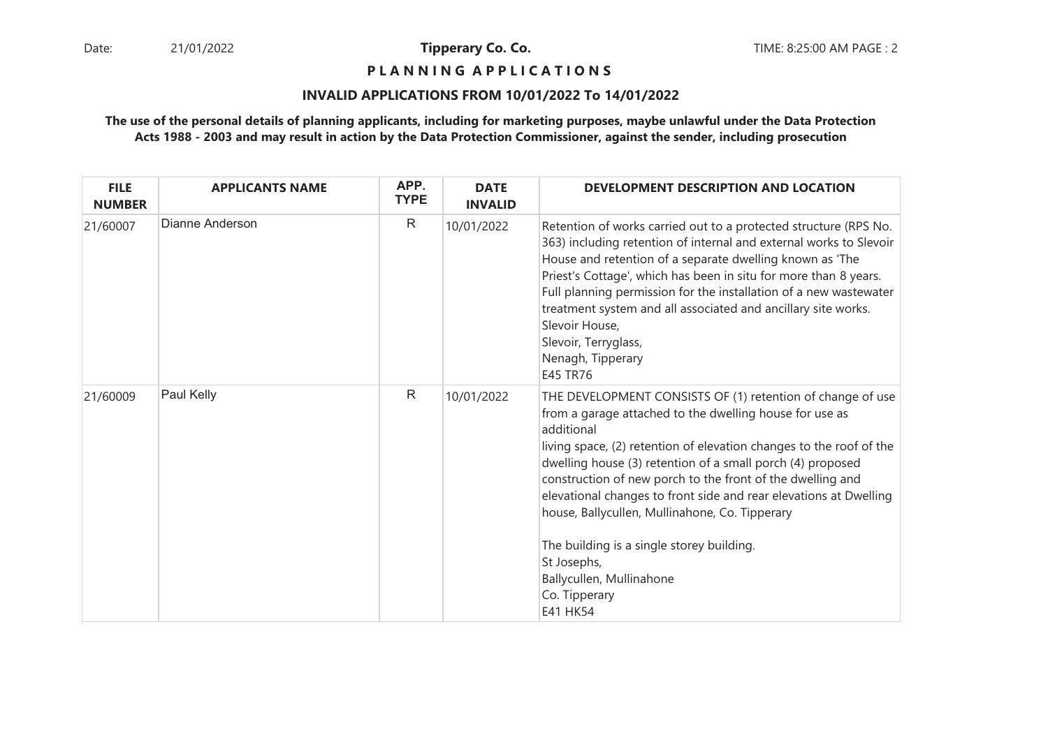**Tipperary Co. Co.**

**P L A N N I N G   A P P L I C A T I O N S**

**INVALID APPLICATIONS FROM 10/01/2022 To 14/01/2022**

**The use of the personal details of planning applicants, including for marketing purposes, maybe unlawful under the Data Protection Acts 1988 - 2003 and may result in action by the Data Protection Commissioner, against the sender, including prosecution**

| FILE NUMBER | APPLICANTS NAME | APP. TYPE | DATE INVALID | DEVELOPMENT DESCRIPTION AND LOCATION |
|---|---|---|---|---|
| 21/60007 | Dianne Anderson | R | 10/01/2022 | Retention of works carried out to a protected structure (RPS No. 363) including retention of internal and external works to Slevoir House and retention of a separate dwelling known as 'The Priest's Cottage', which has been in situ for more than 8 years. Full planning permission for the installation of a new wastewater treatment system and all associated and ancillary site works.<br>Slevoir House,<br>Slevoir, Terryglass,<br>Nenagh, Tipperary<br>E45 TR76 |
| 21/60009 | Paul Kelly | R | 10/01/2022 | THE DEVELOPMENT CONSISTS OF (1) retention of change of use from a garage attached to the dwelling house for use as additional<br>living space, (2) retention of elevation changes to the roof of the dwelling house (3) retention of a small porch (4) proposed construction of new porch to the front of the dwelling and elevational changes to front side and rear elevations at Dwelling house, Ballycullen, Mullinahone, Co. Tipperary<br><br>The building is a single storey building.<br>St Josephs,<br>Ballycullen, Mullinahone<br>Co. Tipperary<br>E41 HK54 |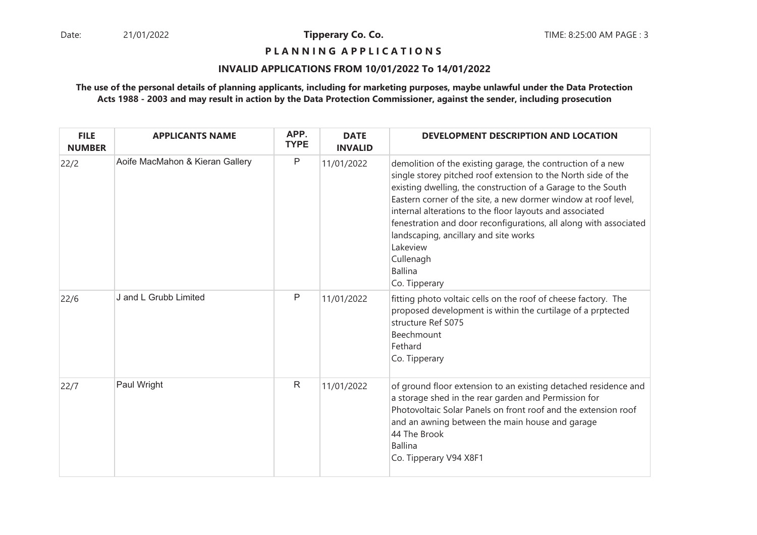Date: 21/01/2022 **Tipperary Co. Co.** TIME: 8:25:00 AM

**P L A N N I N G A P P L I C A T I O N S**

**INVALID APPLICATIONS FROM 10/01/2022 To 14/01/2022**

**The use of the personal details of planning applicants, including for marketing purposes, maybe unlawful under the Data Protection Acts 1988 - 2003 and may result in action by the Data Protection Commissioner, against the sender, including prosecution**

| FILE NUMBER | APPLICANTS NAME | APP. TYPE | DATE INVALID | DEVELOPMENT DESCRIPTION AND LOCATION |
|---|---|---|---|---|
| 22/2 | Aoife MacMahon & Kieran Gallery | P | 11/01/2022 | demolition of the existing garage, the contruction of a new single storey pitched roof extension to the North side of the existing dwelling, the construction of a Garage to the South Eastern corner of the site, a new dormer window at roof level, internal alterations to the floor layouts and associated fenestration and door reconfigurations, all along with associated landscaping, ancillary and site works<br>Lakeview<br>Cullenagh<br>Ballina<br>Co. Tipperary |
| 22/6 | J and L Grubb Limited | P | 11/01/2022 | fitting photo voltaic cells on the roof of cheese factory. The proposed development is within the curtilage of a prptected structure Ref S075<br>Beechmount<br>Fethard<br>Co. Tipperary |
| 22/7 | Paul Wright | R | 11/01/2022 | of ground floor extension to an existing detached residence and a storage shed in the rear garden and Permission for Photovoltaic Solar Panels on front roof and the extension roof and an awning between the main house and garage<br>44 The Brook<br>Ballina<br>Co. Tipperary V94 X8F1 |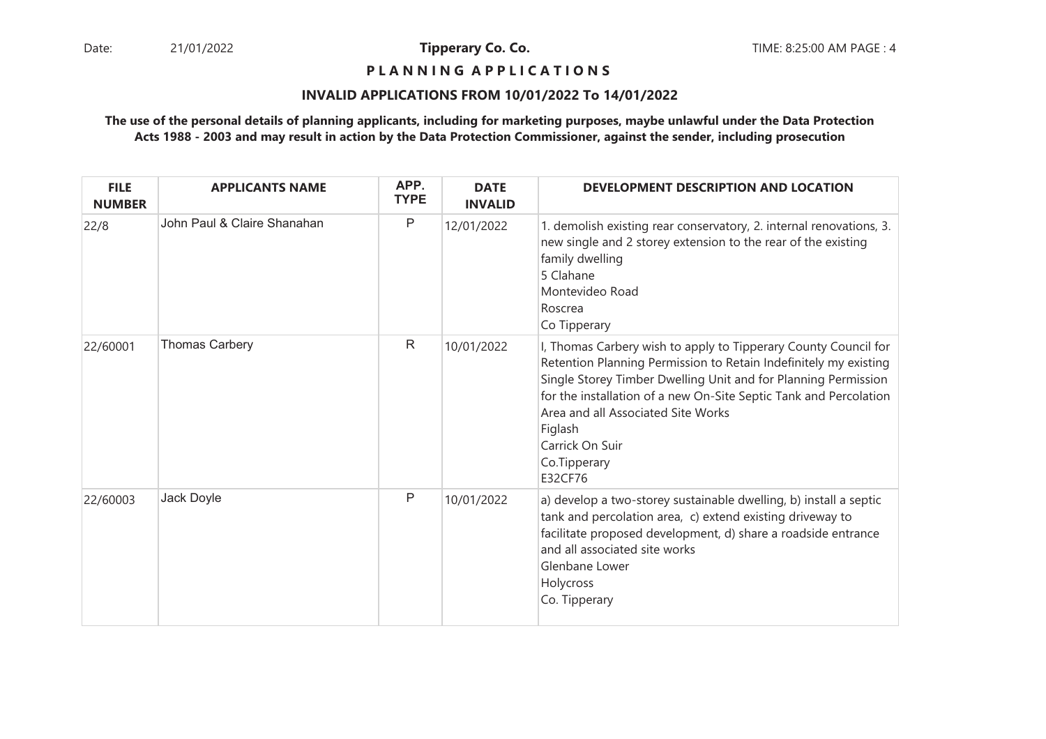**Tipperary Co. Co.**

**P L A N N I N G A P P L I C A T I O N S**

**INVALID APPLICATIONS FROM 10/01/2022 To 14/01/2022**

**The use of the personal details of planning applicants, including for marketing purposes, maybe unlawful under the Data Protection Acts 1988 - 2003 and may result in action by the Data Protection Commissioner, against the sender, including prosecution**

| FILE NUMBER | APPLICANTS NAME | APP. TYPE | DATE INVALID | DEVELOPMENT DESCRIPTION AND LOCATION |
|---|---|---|---|---|
| 22/8 | John Paul & Claire Shanahan | P | 12/01/2022 | 1. demolish existing rear conservatory, 2. internal renovations, 3. new single and 2 storey extension to the rear of the existing family dwelling<br>5 Clahane<br>Montevideo Road<br>Roscrea<br>Co Tipperary |
| 22/60001 | Thomas Carbery | R | 10/01/2022 | I, Thomas Carbery wish to apply to Tipperary County Council for Retention Planning Permission to Retain Indefinitely my existing Single Storey Timber Dwelling Unit and for Planning Permission for the installation of a new On-Site Septic Tank and Percolation Area and all Associated Site Works<br>Figlash<br>Carrick On Suir<br>Co.Tipperary<br>E32CF76 |
| 22/60003 | Jack Doyle | P | 10/01/2022 | a) develop a two-storey sustainable dwelling, b) install a septic tank and percolation area, c) extend existing driveway to facilitate proposed development, d) share a roadside entrance and all associated site works<br>Glenbane Lower<br>Holycross<br>Co. Tipperary |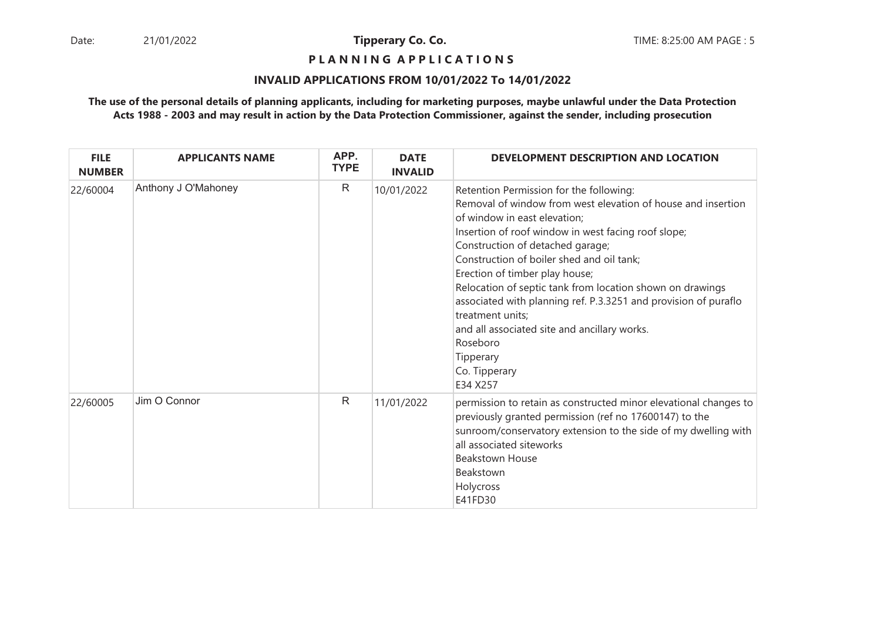**Tipperary Co. Co.**

**P L A N N I N G A P P L I C A T I O N S**

**INVALID APPLICATIONS FROM 10/01/2022 To 14/01/2022**

**The use of the personal details of planning applicants, including for marketing purposes, maybe unlawful under the Data Protection Acts 1988 - 2003 and may result in action by the Data Protection Commissioner, against the sender, including prosecution**

| FILE NUMBER | APPLICANTS NAME | APP. TYPE | DATE INVALID | DEVELOPMENT DESCRIPTION AND LOCATION |
|---|---|---|---|---|
| 22/60004 | Anthony J O'Mahoney | R | 10/01/2022 | Retention Permission for the following:<br>Removal of window from west elevation of house and insertion of window in east elevation;<br>Insertion of roof window in west facing roof slope;<br>Construction of detached garage;<br>Construction of boiler shed and oil tank;<br>Erection of timber play house;<br>Relocation of septic tank from location shown on drawings associated with planning ref. P.3.3251 and provision of puraflo treatment units;<br>and all associated site and ancillary works.<br>Roseboro<br>Tipperary<br>Co. Tipperary<br>E34 X257 |
| 22/60005 | Jim O Connor | R | 11/01/2022 | permission to retain as constructed minor elevational changes to previously granted permission (ref no 17600147) to the sunroom/conservatory extension to the side of my dwelling with all associated siteworks<br>Beakstown House<br>Beakstown<br>Holycross<br>E41FD30 |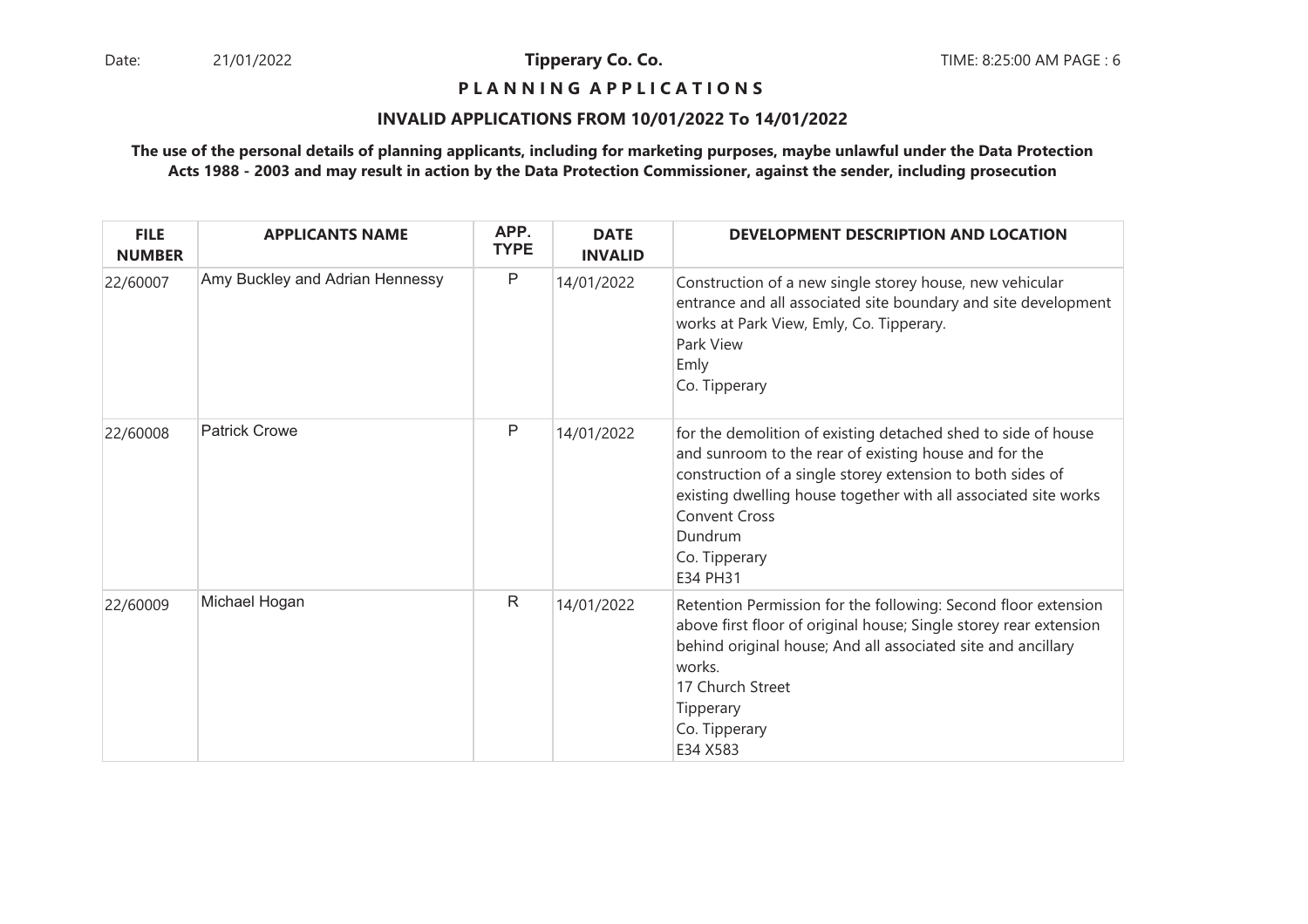**Tipperary Co. Co.**

**P L A N N I N G A P P L I C A T I O N S**

**INVALID APPLICATIONS FROM 10/01/2022 To 14/01/2022**

**The use of the personal details of planning applicants, including for marketing purposes, maybe unlawful under the Data Protection Acts 1988 - 2003 and may result in action by the Data Protection Commissioner, against the sender, including prosecution**

| FILE NUMBER | APPLICANTS NAME | APP. TYPE | DATE INVALID | DEVELOPMENT DESCRIPTION AND LOCATION |
|---|---|---|---|---|
| 22/60007 | Amy Buckley and Adrian Hennessy | P | 14/01/2022 | Construction of a new single storey house, new vehicular entrance and all associated site boundary and site development works at Park View, Emly, Co. Tipperary.<br>Park View<br>Emly<br>Co. Tipperary |
| 22/60008 | Patrick Crowe | P | 14/01/2022 | for the demolition of existing detached shed to side of house and sunroom to the rear of existing house and for the construction of a single storey extension to both sides of existing dwelling house together with all associated site works<br>Convent Cross<br>Dundrum<br>Co. Tipperary<br>E34 PH31 |
| 22/60009 | Michael Hogan | R | 14/01/2022 | Retention Permission for the following: Second floor extension above first floor of original house; Single storey rear extension behind original house; And all associated site and ancillary works.<br>17 Church Street<br>Tipperary<br>Co. Tipperary<br>E34 X583 |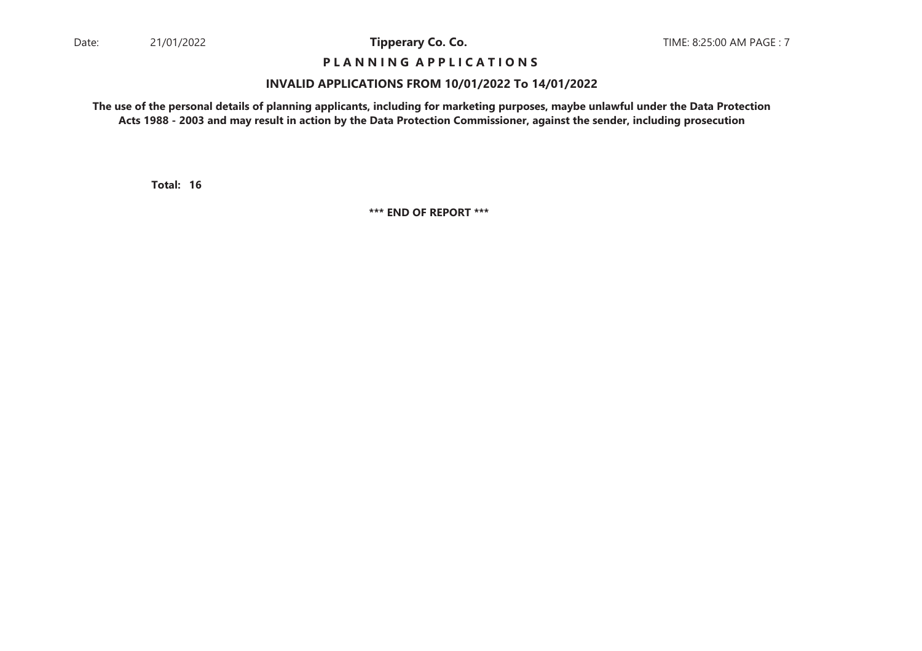**P L A N N I N G A P P L I C A T I O N S**

**INVALID APPLICATIONS FROM 10/01/2022 To 14/01/2022**

**The use of the personal details of planning applicants, including for marketing purposes, maybe unlawful under the Data Protection Acts 1988 - 2003 and may result in action by the Data Protection Commissioner, against the sender, including prosecution**

**Total: 16**

**\*\*\* END OF REPORT \*\*\***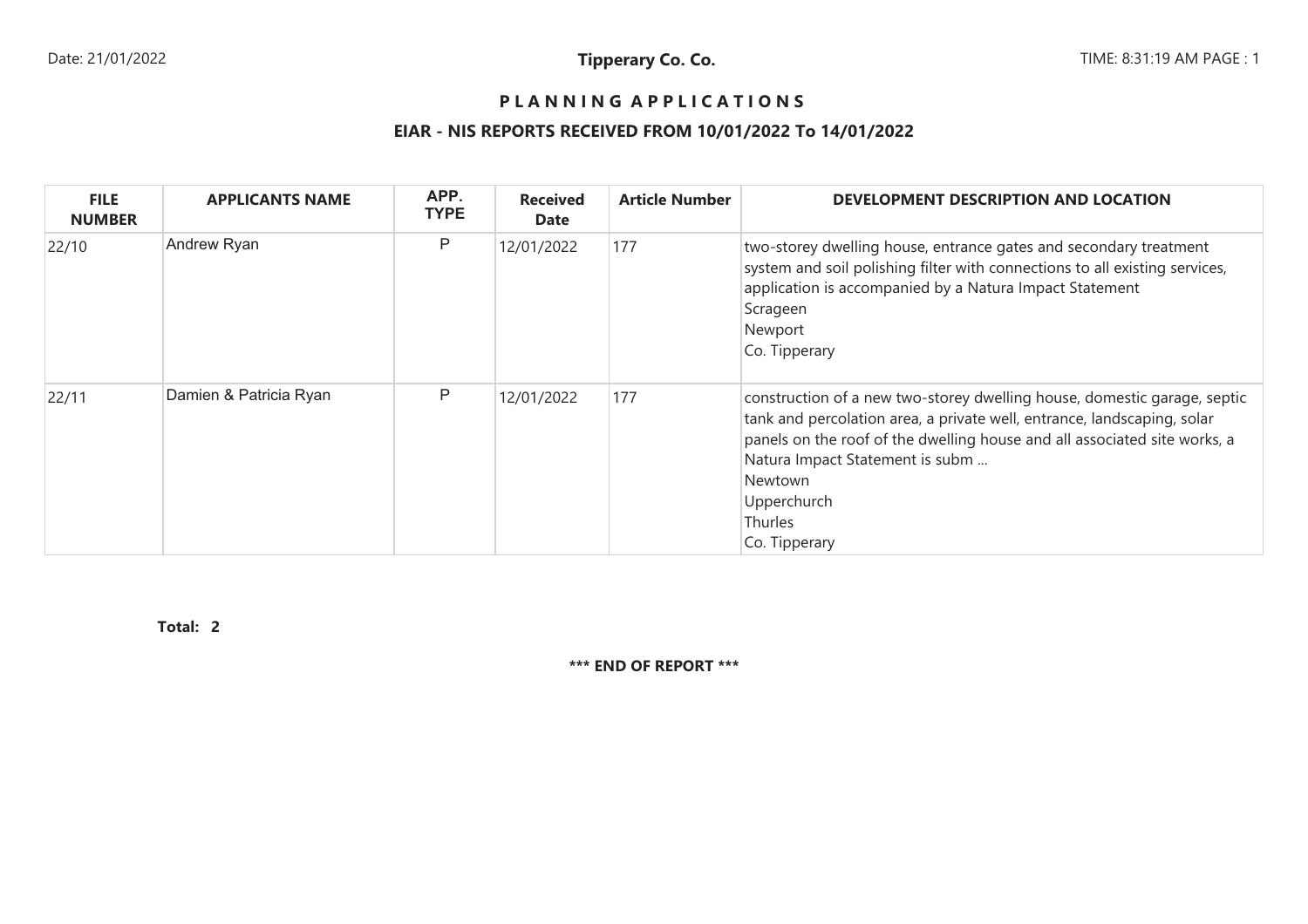# PLANNING APPLICATIONS

## EIAR - NIS REPORTS RECEIVED FROM 10/01/2022 To 14/01/2022

| FILE NUMBER | APPLICANTS NAME | APP. TYPE | Received Date | Article Number | DEVELOPMENT DESCRIPTION AND LOCATION |
|---|---|---|---|---|---|
| 22/10 | Andrew Ryan | P | 12/01/2022 | 177 | two-storey dwelling house, entrance gates and secondary treatment system and soil polishing filter with connections to all existing services, application is accompanied by a Natura Impact Statement<br>Scrageen<br>Newport<br>Co. Tipperary |
| 22/11 | Damien & Patricia Ryan | P | 12/01/2022 | 177 | construction of a new two-storey dwelling house, domestic garage, septic tank and percolation area, a private well, entrance, landscaping, solar panels on the roof of the dwelling house and all associated site works, a Natura Impact Statement is subm ...<br>Newtown<br>Upperchurch<br>Thurles<br>Co. Tipperary |

**Total: 2**

**\*\*\* END OF REPORT \*\*\***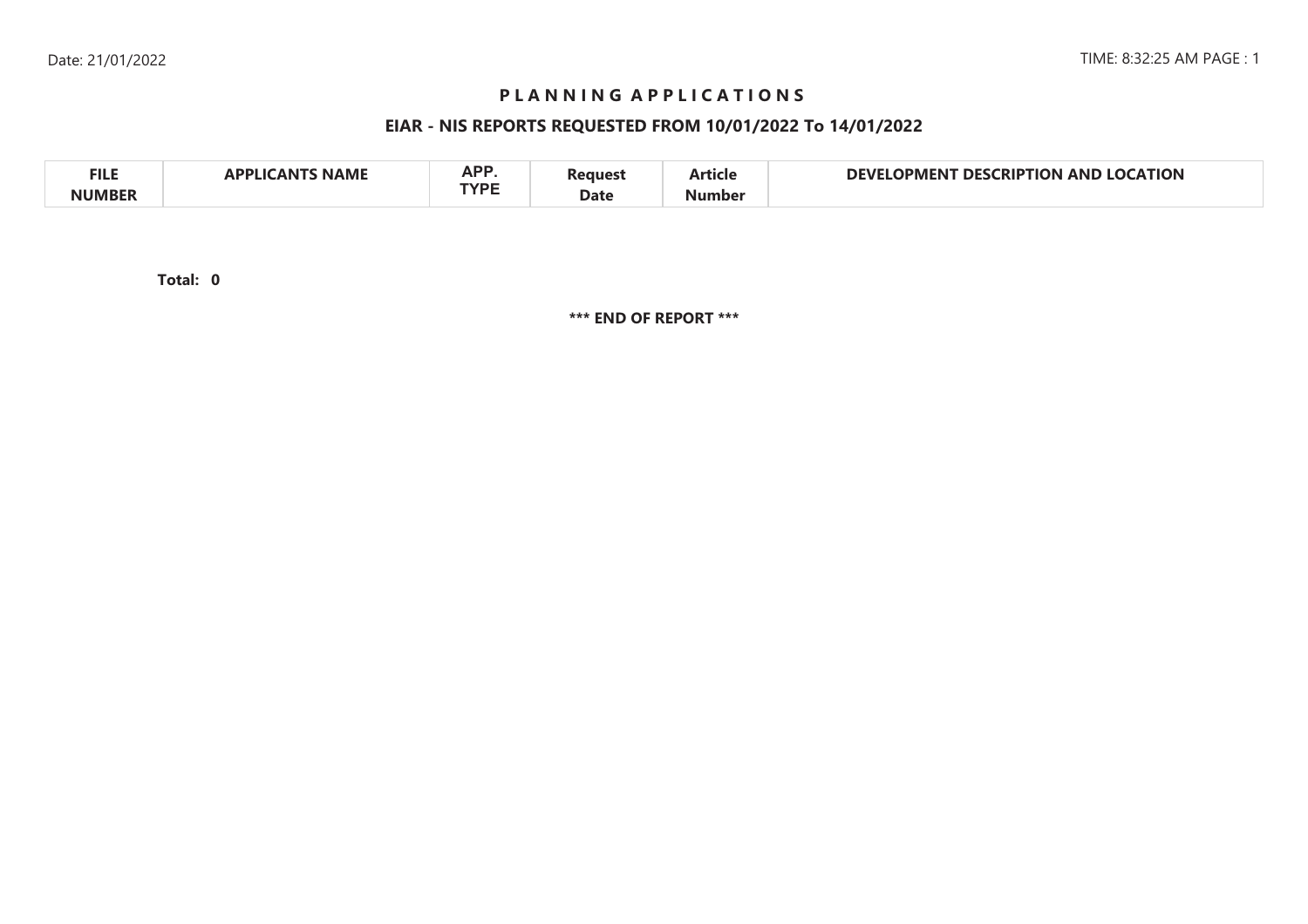Date: 21/01/2022

TIME: 8:32:25 AM PAGE : 1

# P L A N N I N G A P P L I C A T I O N S

## EIAR - NIS REPORTS REQUESTED FROM 10/01/2022 To 14/01/2022

| FILE NUMBER | APPLICANTS NAME | APP. TYPE | Request Date | Article Number | DEVELOPMENT DESCRIPTION AND LOCATION |
|---|---|---|---|---|---|

**Total: 0**

**\*\*\* END OF REPORT \*\*\***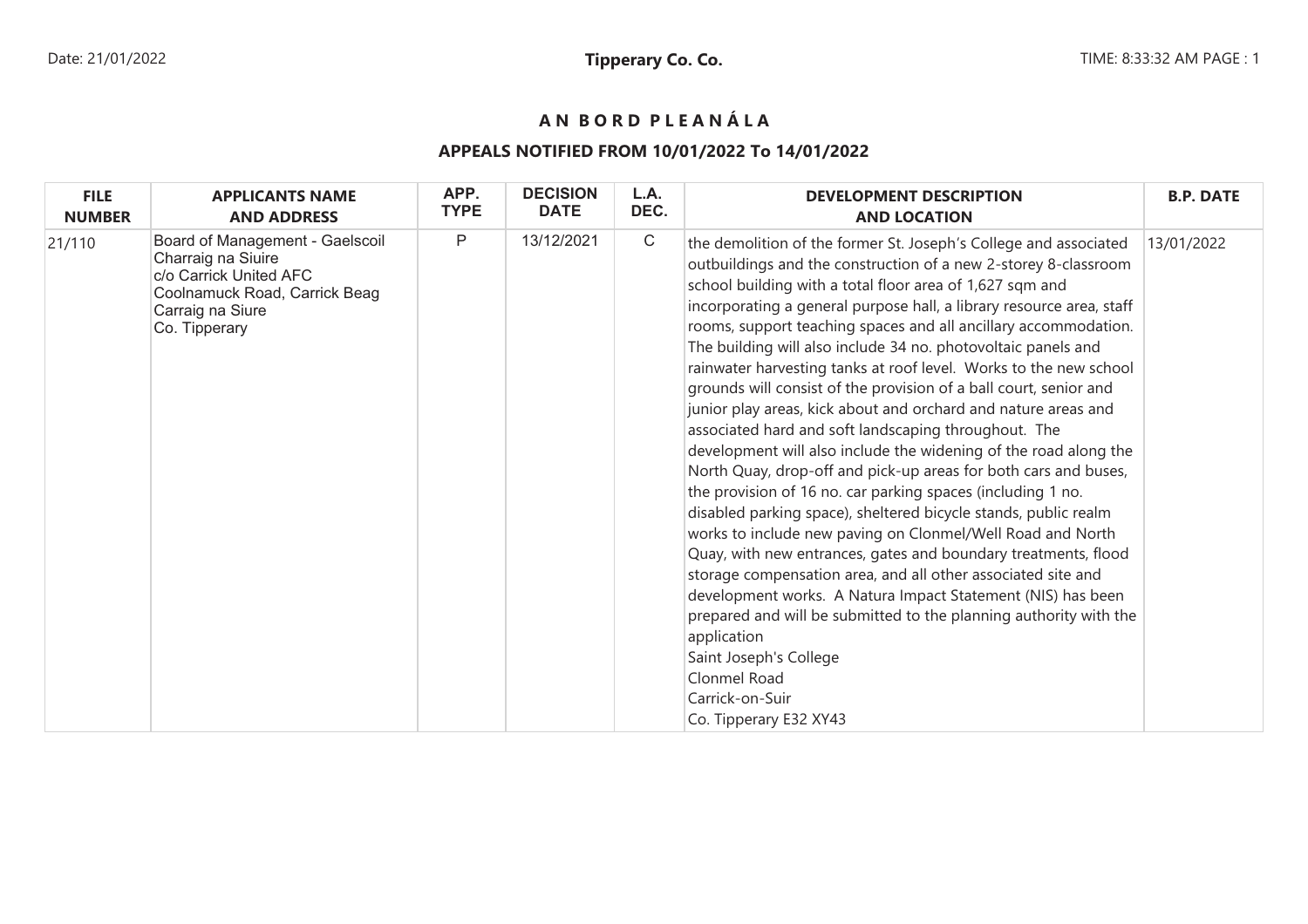# A N B O R D P L E A N Á L A

## APPEALS NOTIFIED FROM 10/01/2022 To 14/01/2022

| FILE NUMBER | APPLICANTS NAME AND ADDRESS | APP. TYPE | DECISION DATE | L.A. DEC. | DEVELOPMENT DESCRIPTION AND LOCATION | B.P. DATE |
|---|---|---|---|---|---|---|
| 21/110 | Board of Management - Gaelscoil Charraig na Siuire c/o Carrick United AFC Coolnamuck Road, Carrick Beag Carraig na Siure Co. Tipperary | P | 13/12/2021 | C | the demolition of the former St. Joseph's College and associated outbuildings and the construction of a new 2-storey 8-classroom school building with a total floor area of 1,627 sqm and incorporating a general purpose hall, a library resource area, staff rooms, support teaching spaces and all ancillary accommodation. The building will also include 34 no. photovoltaic panels and rainwater harvesting tanks at roof level. Works to the new school grounds will consist of the provision of a ball court, senior and junior play areas, kick about and orchard and nature areas and associated hard and soft landscaping throughout. The development will also include the widening of the road along the North Quay, drop-off and pick-up areas for both cars and buses, the provision of 16 no. car parking spaces (including 1 no. disabled parking space), sheltered bicycle stands, public realm works to include new paving on Clonmel/Well Road and North Quay, with new entrances, gates and boundary treatments, flood storage compensation area, and all other associated site and development works. A Natura Impact Statement (NIS) has been prepared and will be submitted to the planning authority with the application Saint Joseph's College Clonmel Road Carrick-on-Suir Co. Tipperary E32 XY43 | 13/01/2022 |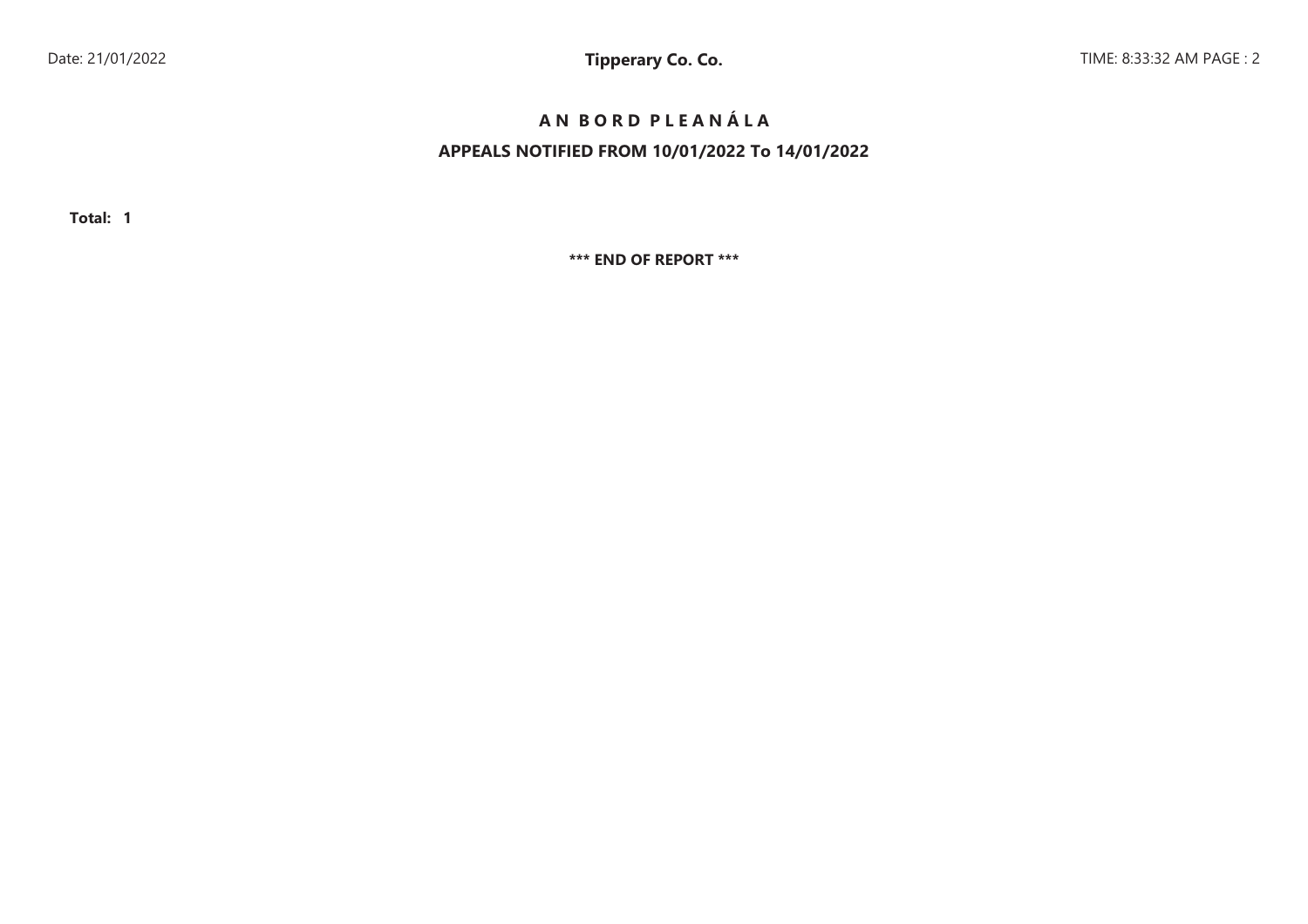# A N B O R D P L E A N Á L A

## APPEALS NOTIFIED FROM 10/01/2022 To 14/01/2022

**Total: 1**

**\*\*\* END OF REPORT \*\*\***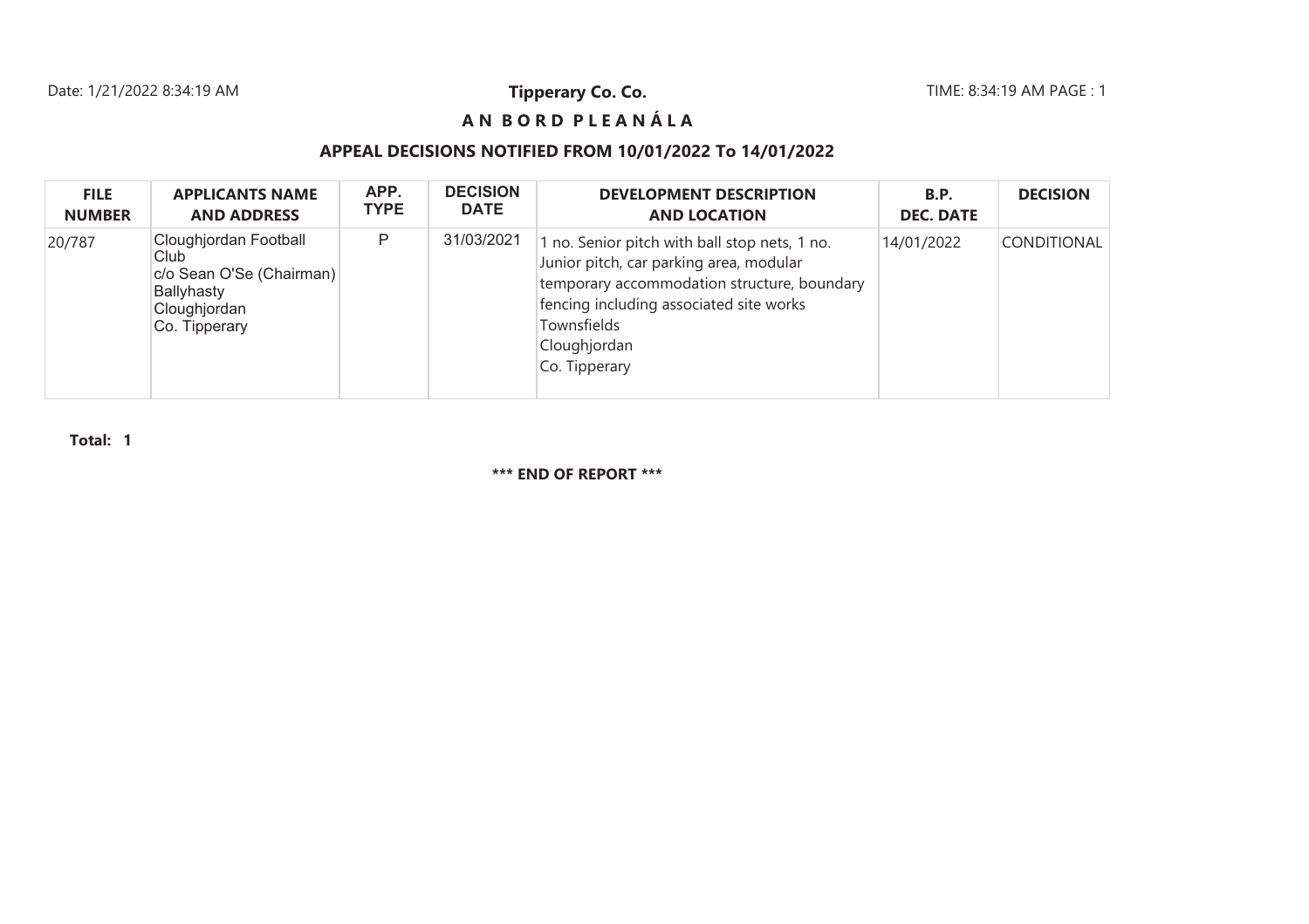# Tipperary Co. Co.

## A N B O R D P L E A N Á L A

### APPEAL DECISIONS NOTIFIED FROM 10/01/2022 To 14/01/2022

| FILE NUMBER | APPLICANTS NAME AND ADDRESS | APP. TYPE | DECISION DATE | DEVELOPMENT DESCRIPTION AND LOCATION | B.P. DEC. DATE | DECISION |
|---|---|---|---|---|---|---|
| 20/787 | Cloughjordan Football Club<br>c/o Sean O'Se (Chairman)<br>Ballyhasty<br>Cloughjordan<br>Co. Tipperary | P | 31/03/2021 | 1 no. Senior pitch with ball stop nets, 1 no. Junior pitch, car parking area, modular temporary accommodation structure, boundary fencing including associated site works<br>Townsfields<br>Cloughjordan<br>Co. Tipperary | 14/01/2022 | CONDITIONAL |

**Total: 1**

**\*\*\* END OF REPORT \*\*\***